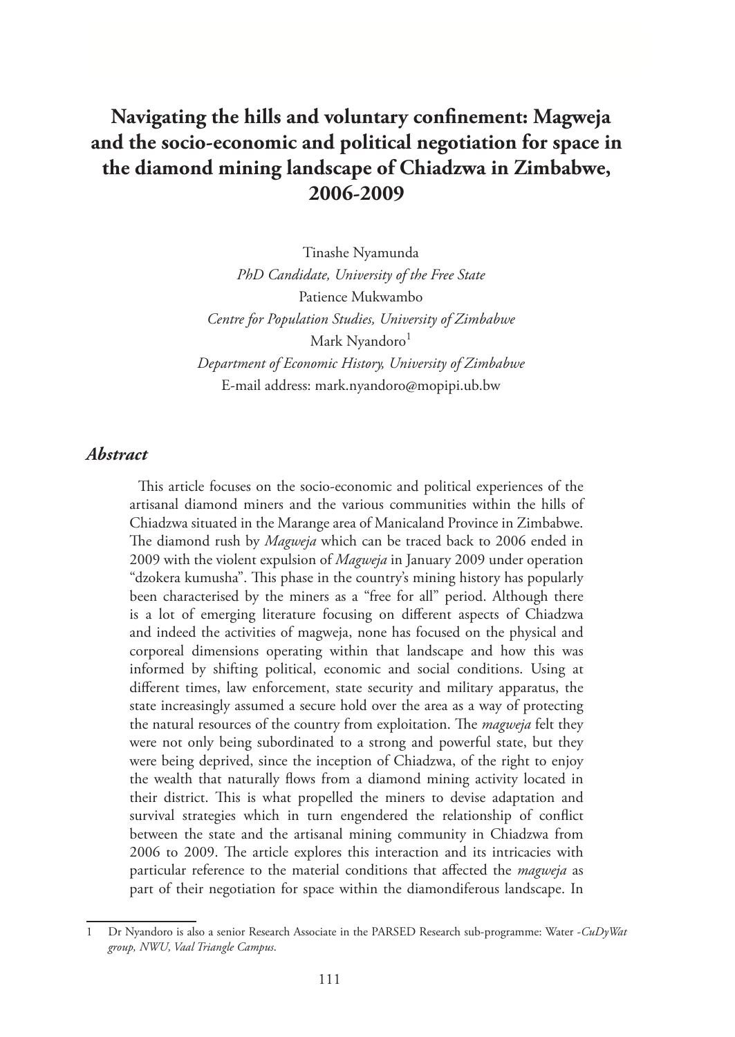# Navigating the hills and voluntary confinement: Magweja and the socio-economic and political negotiation for space in the diamond mining landscape of Chiadzwa in Zimbabwe, 2006-2009

Tinashe Nyamunda
*PhD Candidate, University of the Free State*
Patience Mukwambo
*Centre for Population Studies, University of Zimbabwe*
Mark Nyandoro[1]
*Department of Economic History, University of Zimbabwe*
E-mail address: mark.nyandoro@mopipi.ub.bw

## *Abstract*

This article focuses on the socio-economic and political experiences of the artisanal diamond miners and the various communities within the hills of Chiadzwa situated in the Marange area of Manicaland Province in Zimbabwe. The diamond rush by *Magweja* which can be traced back to 2006 ended in 2009 with the violent expulsion of *Magweja* in January 2009 under operation "dzokera kumusha". This phase in the country's mining history has popularly been characterised by the miners as a "free for all" period. Although there is a lot of emerging literature focusing on different aspects of Chiadzwa and indeed the activities of magweja, none has focused on the physical and corporeal dimensions operating within that landscape and how this was informed by shifting political, economic and social conditions. Using at different times, law enforcement, state security and military apparatus, the state increasingly assumed a secure hold over the area as a way of protecting the natural resources of the country from exploitation. The *magweja* felt they were not only being subordinated to a strong and powerful state, but they were being deprived, since the inception of Chiadzwa, of the right to enjoy the wealth that naturally flows from a diamond mining activity located in their district. This is what propelled the miners to devise adaptation and survival strategies which in turn engendered the relationship of conflict between the state and the artisanal mining community in Chiadzwa from 2006 to 2009. The article explores this interaction and its intricacies with particular reference to the material conditions that affected the *magweja* as part of their negotiation for space within the diamondiferous landscape. In

---

1 Dr Nyandoro is also a senior Research Associate in the PARSED Research sub-programme: Water -*CuDyWat group, NWU, Vaal Triangle Campus*.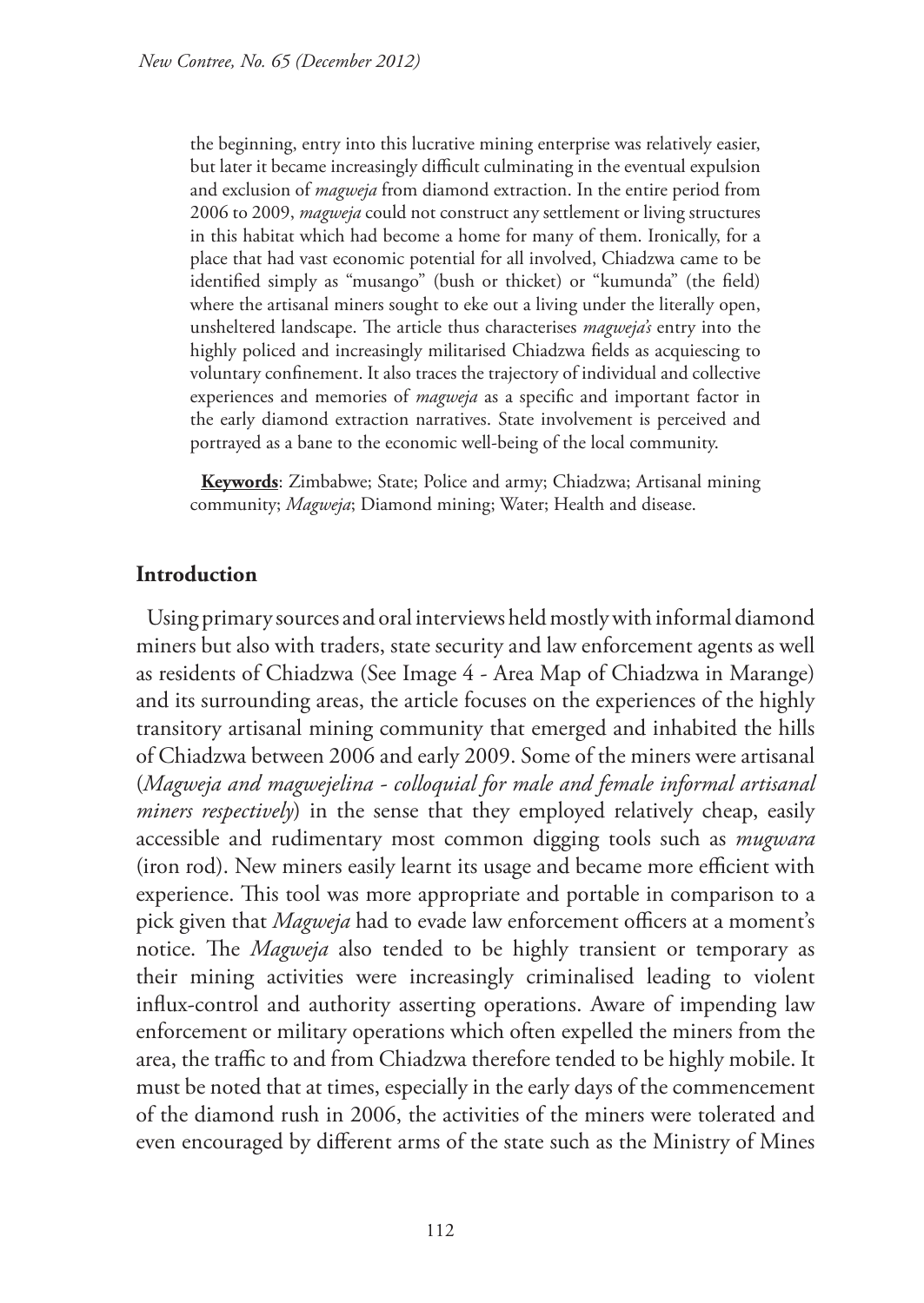the beginning, entry into this lucrative mining enterprise was relatively easier, but later it became increasingly difficult culminating in the eventual expulsion and exclusion of *magweja* from diamond extraction. In the entire period from 2006 to 2009, *magweja* could not construct any settlement or living structures in this habitat which had become a home for many of them. Ironically, for a place that had vast economic potential for all involved, Chiadzwa came to be identified simply as "musango" (bush or thicket) or "kumunda" (the field) where the artisanal miners sought to eke out a living under the literally open, unsheltered landscape. The article thus characterises *magweja's* entry into the highly policed and increasingly militarised Chiadzwa fields as acquiescing to voluntary confinement. It also traces the trajectory of individual and collective experiences and memories of *magweja* as a specific and important factor in the early diamond extraction narratives. State involvement is perceived and portrayed as a bane to the economic well-being of the local community.

**Keywords**: Zimbabwe; State; Police and army; Chiadzwa; Artisanal mining community; *Magweja*; Diamond mining; Water; Health and disease.

## Introduction

Using primary sources and oral interviews held mostly with informal diamond miners but also with traders, state security and law enforcement agents as well as residents of Chiadzwa (See Image 4 - Area Map of Chiadzwa in Marange) and its surrounding areas, the article focuses on the experiences of the highly transitory artisanal mining community that emerged and inhabited the hills of Chiadzwa between 2006 and early 2009. Some of the miners were artisanal (*Magweja and magwejelina - colloquial for male and female informal artisanal miners respectively*) in the sense that they employed relatively cheap, easily accessible and rudimentary most common digging tools such as *mugwara* (iron rod). New miners easily learnt its usage and became more efficient with experience. This tool was more appropriate and portable in comparison to a pick given that *Magweja* had to evade law enforcement officers at a moment's notice. The *Magweja* also tended to be highly transient or temporary as their mining activities were increasingly criminalised leading to violent influx-control and authority asserting operations. Aware of impending law enforcement or military operations which often expelled the miners from the area, the traffic to and from Chiadzwa therefore tended to be highly mobile. It must be noted that at times, especially in the early days of the commencement of the diamond rush in 2006, the activities of the miners were tolerated and even encouraged by different arms of the state such as the Ministry of Mines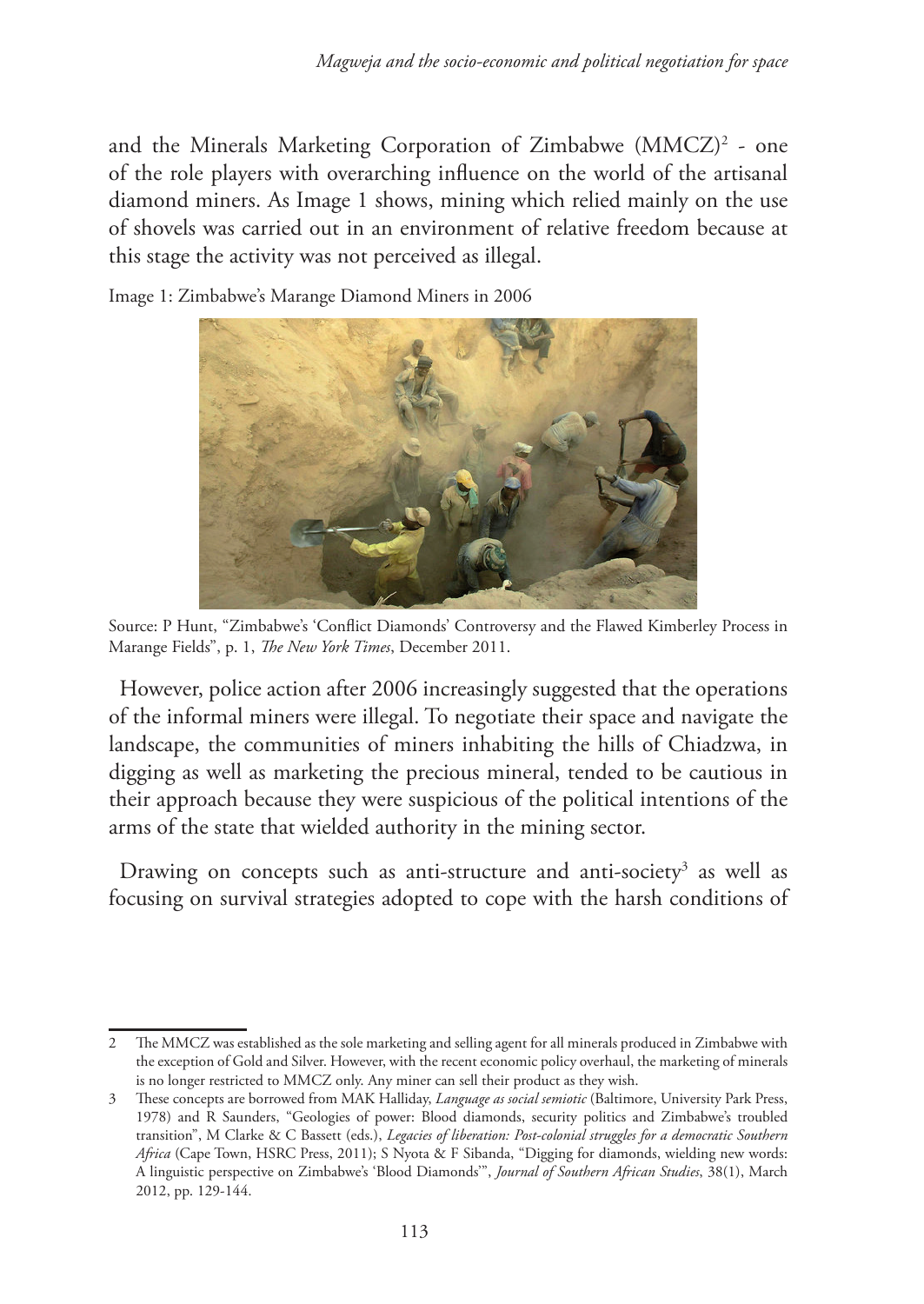and the Minerals Marketing Corporation of Zimbabwe (MMCZ)[2] - one of the role players with overarching influence on the world of the artisanal diamond miners. As Image 1 shows, mining which relied mainly on the use of shovels was carried out in an environment of relative freedom because at this stage the activity was not perceived as illegal.

Image 1: Zimbabwe's Marange Diamond Miners in 2006

Source: P Hunt, "Zimbabwe's 'Conflict Diamonds' Controversy and the Flawed Kimberley Process in Marange Fields", p. 1, *The New York Times*, December 2011.

However, police action after 2006 increasingly suggested that the operations of the informal miners were illegal. To negotiate their space and navigate the landscape, the communities of miners inhabiting the hills of Chiadzwa, in digging as well as marketing the precious mineral, tended to be cautious in their approach because they were suspicious of the political intentions of the arms of the state that wielded authority in the mining sector.

Drawing on concepts such as anti-structure and anti-society[3] as well as focusing on survival strategies adopted to cope with the harsh conditions of

---

2 The MMCZ was established as the sole marketing and selling agent for all minerals produced in Zimbabwe with the exception of Gold and Silver. However, with the recent economic policy overhaul, the marketing of minerals is no longer restricted to MMCZ only. Any miner can sell their product as they wish.

3 These concepts are borrowed from MAK Halliday, *Language as social semiotic* (Baltimore, University Park Press, 1978) and R Saunders, "Geologies of power: Blood diamonds, security politics and Zimbabwe's troubled transition", M Clarke & C Bassett (eds.), *Legacies of liberation: Post-colonial struggles for a democratic Southern Africa* (Cape Town, HSRC Press, 2011); S Nyota & F Sibanda, "Digging for diamonds, wielding new words: A linguistic perspective on Zimbabwe's 'Blood Diamonds'", *Journal of Southern African Studies*, 38(1), March 2012, pp. 129-144.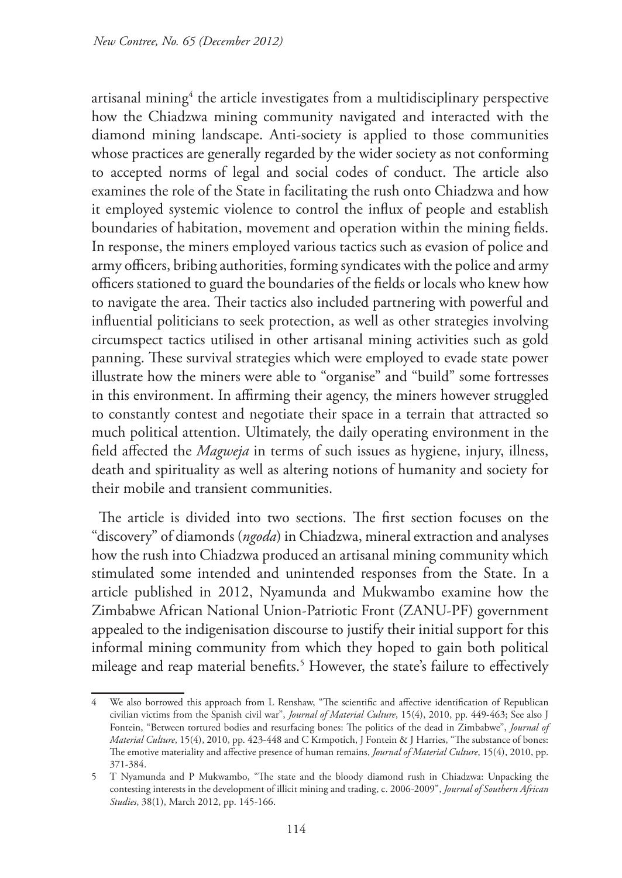artisanal mining[4] the article investigates from a multidisciplinary perspective how the Chiadzwa mining community navigated and interacted with the diamond mining landscape. Anti-society is applied to those communities whose practices are generally regarded by the wider society as not conforming to accepted norms of legal and social codes of conduct. The article also examines the role of the State in facilitating the rush onto Chiadzwa and how it employed systemic violence to control the influx of people and establish boundaries of habitation, movement and operation within the mining fields. In response, the miners employed various tactics such as evasion of police and army officers, bribing authorities, forming syndicates with the police and army officers stationed to guard the boundaries of the fields or locals who knew how to navigate the area. Their tactics also included partnering with powerful and influential politicians to seek protection, as well as other strategies involving circumspect tactics utilised in other artisanal mining activities such as gold panning. These survival strategies which were employed to evade state power illustrate how the miners were able to "organise" and "build" some fortresses in this environment. In affirming their agency, the miners however struggled to constantly contest and negotiate their space in a terrain that attracted so much political attention. Ultimately, the daily operating environment in the field affected the *Magweja* in terms of such issues as hygiene, injury, illness, death and spirituality as well as altering notions of humanity and society for their mobile and transient communities.

The article is divided into two sections. The first section focuses on the "discovery" of diamonds (*ngoda*) in Chiadzwa, mineral extraction and analyses how the rush into Chiadzwa produced an artisanal mining community which stimulated some intended and unintended responses from the State. In a article published in 2012, Nyamunda and Mukwambo examine how the Zimbabwe African National Union-Patriotic Front (ZANU-PF) government appealed to the indigenisation discourse to justify their initial support for this informal mining community from which they hoped to gain both political mileage and reap material benefits.[5] However, the state's failure to effectively

---

4 We also borrowed this approach from L Renshaw, "The scientific and affective identification of Republican civilian victims from the Spanish civil war", *Journal of Material Culture*, 15(4), 2010, pp. 449-463; See also J Fontein, "Between tortured bodies and resurfacing bones: The politics of the dead in Zimbabwe", *Journal of Material Culture*, 15(4), 2010, pp. 423-448 and C Krmpotich, J Fontein & J Harries, "The substance of bones: The emotive materiality and affective presence of human remains, *Journal of Material Culture*, 15(4), 2010, pp. 371-384.

5 T Nyamunda and P Mukwambo, "The state and the bloody diamond rush in Chiadzwa: Unpacking the contesting interests in the development of illicit mining and trading, c. 2006-2009", *Journal of Southern African Studies*, 38(1), March 2012, pp. 145-166.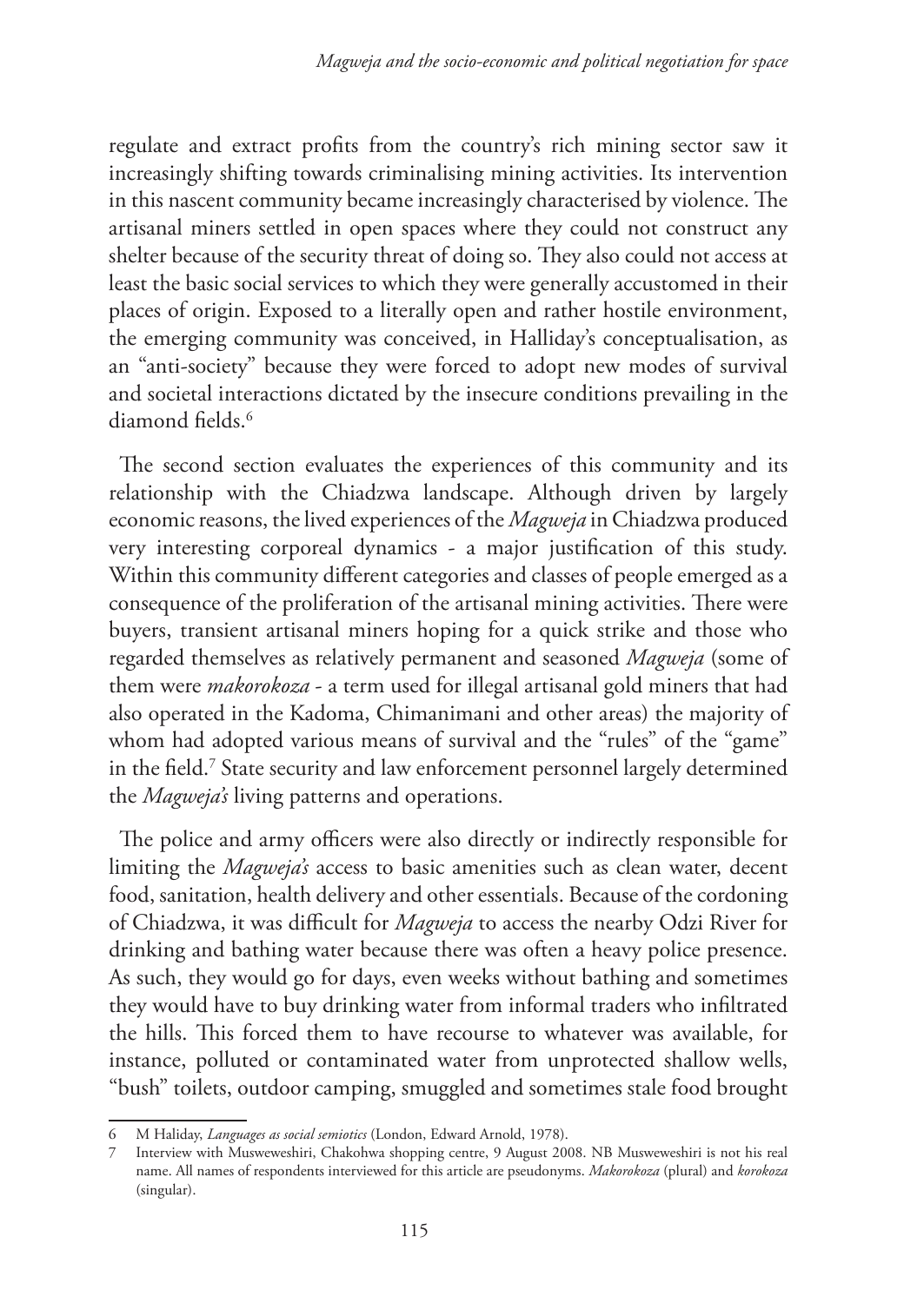regulate and extract profits from the country's rich mining sector saw it increasingly shifting towards criminalising mining activities. Its intervention in this nascent community became increasingly characterised by violence. The artisanal miners settled in open spaces where they could not construct any shelter because of the security threat of doing so. They also could not access at least the basic social services to which they were generally accustomed in their places of origin. Exposed to a literally open and rather hostile environment, the emerging community was conceived, in Halliday's conceptualisation, as an "anti-society" because they were forced to adopt new modes of survival and societal interactions dictated by the insecure conditions prevailing in the diamond fields.[6]

The second section evaluates the experiences of this community and its relationship with the Chiadzwa landscape. Although driven by largely economic reasons, the lived experiences of the *Magweja* in Chiadzwa produced very interesting corporeal dynamics - a major justification of this study. Within this community different categories and classes of people emerged as a consequence of the proliferation of the artisanal mining activities. There were buyers, transient artisanal miners hoping for a quick strike and those who regarded themselves as relatively permanent and seasoned *Magweja* (some of them were *makorokoza* - a term used for illegal artisanal gold miners that had also operated in the Kadoma, Chimanimani and other areas) the majority of whom had adopted various means of survival and the "rules" of the "game" in the field.[7] State security and law enforcement personnel largely determined the *Magweja's* living patterns and operations.

The police and army officers were also directly or indirectly responsible for limiting the *Magweja's* access to basic amenities such as clean water, decent food, sanitation, health delivery and other essentials. Because of the cordoning of Chiadzwa, it was difficult for *Magweja* to access the nearby Odzi River for drinking and bathing water because there was often a heavy police presence. As such, they would go for days, even weeks without bathing and sometimes they would have to buy drinking water from informal traders who infiltrated the hills. This forced them to have recourse to whatever was available, for instance, polluted or contaminated water from unprotected shallow wells, "bush" toilets, outdoor camping, smuggled and sometimes stale food brought

6 M Haliday, *Languages as social semiotics* (London, Edward Arnold, 1978).

7 Interview with Musweweshiri, Chakohwa shopping centre, 9 August 2008. NB Musweweshiri is not his real name. All names of respondents interviewed for this article are pseudonyms. *Makorokoza* (plural) and *korokoza* (singular).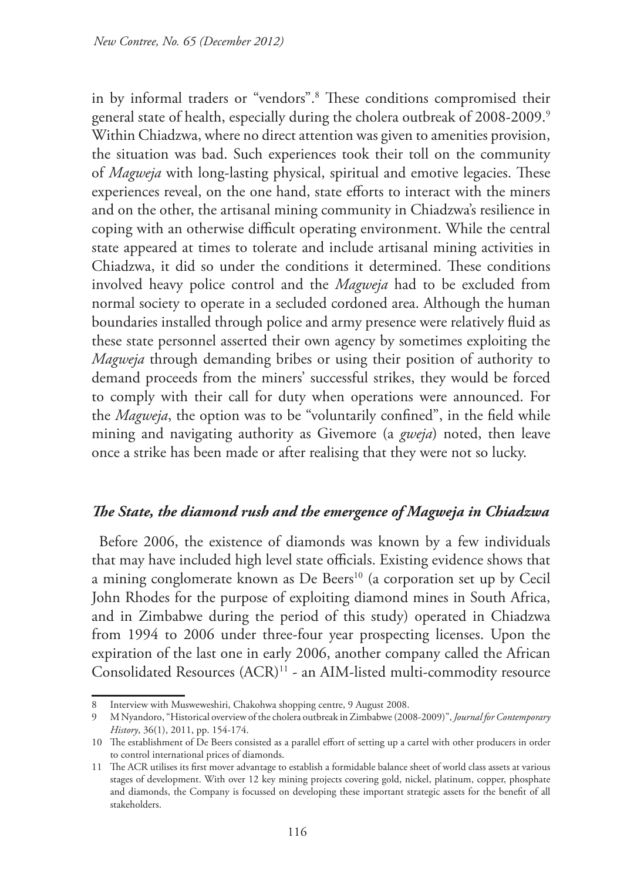in by informal traders or "vendors".[8] These conditions compromised their general state of health, especially during the cholera outbreak of 2008-2009.[9] Within Chiadzwa, where no direct attention was given to amenities provision, the situation was bad. Such experiences took their toll on the community of *Magweja* with long-lasting physical, spiritual and emotive legacies. These experiences reveal, on the one hand, state efforts to interact with the miners and on the other, the artisanal mining community in Chiadzwa's resilience in coping with an otherwise difficult operating environment. While the central state appeared at times to tolerate and include artisanal mining activities in Chiadzwa, it did so under the conditions it determined. These conditions involved heavy police control and the *Magweja* had to be excluded from normal society to operate in a secluded cordoned area. Although the human boundaries installed through police and army presence were relatively fluid as these state personnel asserted their own agency by sometimes exploiting the *Magweja* through demanding bribes or using their position of authority to demand proceeds from the miners' successful strikes, they would be forced to comply with their call for duty when operations were announced. For the *Magweja*, the option was to be "voluntarily confined", in the field while mining and navigating authority as Givemore (a *gweja*) noted, then leave once a strike has been made or after realising that they were not so lucky.

### ***The State, the diamond rush and the emergence of Magweja in Chiadzwa***

Before 2006, the existence of diamonds was known by a few individuals that may have included high level state officials. Existing evidence shows that a mining conglomerate known as De Beers[10] (a corporation set up by Cecil John Rhodes for the purpose of exploiting diamond mines in South Africa, and in Zimbabwe during the period of this study) operated in Chiadzwa from 1994 to 2006 under three-four year prospecting licenses. Upon the expiration of the last one in early 2006, another company called the African Consolidated Resources (ACR)[11] - an AIM-listed multi-commodity resource

---

8 Interview with Musweweshiri, Chakohwa shopping centre, 9 August 2008.

9 M Nyandoro, "Historical overview of the cholera outbreak in Zimbabwe (2008-2009)", *Journal for Contemporary History*, 36(1), 2011, pp. 154-174.

10 The establishment of De Beers consisted as a parallel effort of setting up a cartel with other producers in order to control international prices of diamonds.

11 The ACR utilises its first mover advantage to establish a formidable balance sheet of world class assets at various stages of development. With over 12 key mining projects covering gold, nickel, platinum, copper, phosphate and diamonds, the Company is focussed on developing these important strategic assets for the benefit of all stakeholders.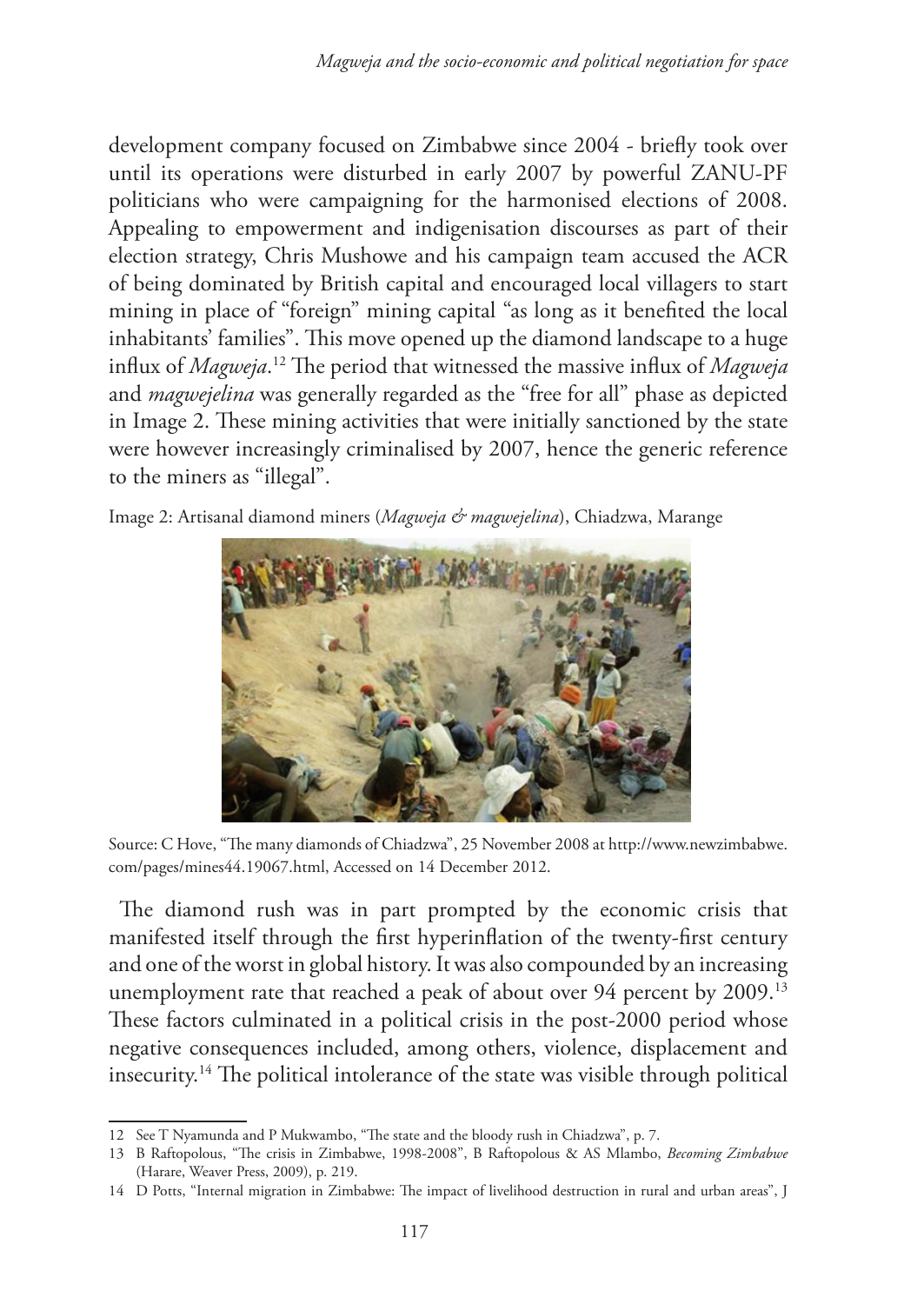development company focused on Zimbabwe since 2004 - briefly took over until its operations were disturbed in early 2007 by powerful ZANU-PF politicians who were campaigning for the harmonised elections of 2008. Appealing to empowerment and indigenisation discourses as part of their election strategy, Chris Mushowe and his campaign team accused the ACR of being dominated by British capital and encouraged local villagers to start mining in place of "foreign" mining capital "as long as it benefited the local inhabitants' families". This move opened up the diamond landscape to a huge influx of *Magweja*.[12] The period that witnessed the massive influx of *Magweja* and *magwejelina* was generally regarded as the "free for all" phase as depicted in Image 2. These mining activities that were initially sanctioned by the state were however increasingly criminalised by 2007, hence the generic reference to the miners as "illegal".

Image 2: Artisanal diamond miners (*Magweja & magwejelina*), Chiadzwa, Marange

Source: C Hove, "The many diamonds of Chiadzwa", 25 November 2008 at http://www.newzimbabwe.com/pages/mines44.19067.html, Accessed on 14 December 2012.

The diamond rush was in part prompted by the economic crisis that manifested itself through the first hyperinflation of the twenty-first century and one of the worst in global history. It was also compounded by an increasing unemployment rate that reached a peak of about over 94 percent by 2009.[13] These factors culminated in a political crisis in the post-2000 period whose negative consequences included, among others, violence, displacement and insecurity.[14] The political intolerance of the state was visible through political

12 See T Nyamunda and P Mukwambo, "The state and the bloody rush in Chiadzwa", p. 7.

13 B Raftopolous, "The crisis in Zimbabwe, 1998-2008", B Raftopolous & AS Mlambo, *Becoming Zimbabwe* (Harare, Weaver Press, 2009), p. 219.

14 D Potts, "Internal migration in Zimbabwe: The impact of livelihood destruction in rural and urban areas", J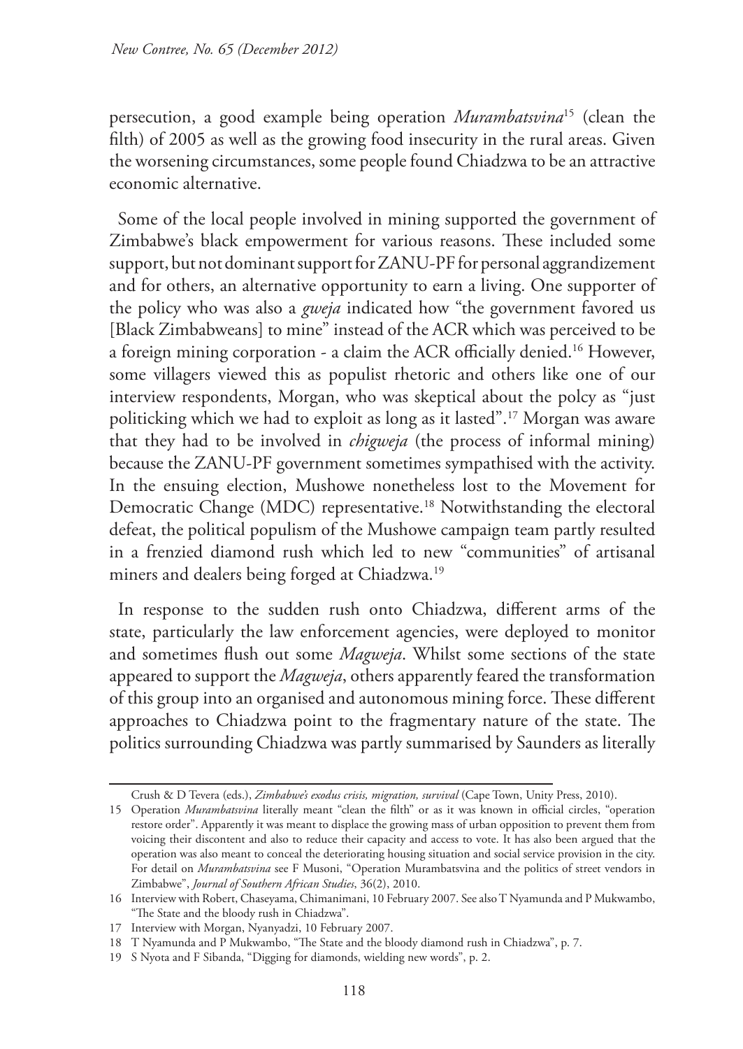persecution, a good example being operation *Murambatsvina*[15] (clean the filth) of 2005 as well as the growing food insecurity in the rural areas. Given the worsening circumstances, some people found Chiadzwa to be an attractive economic alternative.

Some of the local people involved in mining supported the government of Zimbabwe's black empowerment for various reasons. These included some support, but not dominant support for ZANU-PF for personal aggrandizement and for others, an alternative opportunity to earn a living. One supporter of the policy who was also a *gweja* indicated how "the government favored us [Black Zimbabweans] to mine" instead of the ACR which was perceived to be a foreign mining corporation - a claim the ACR officially denied.[16] However, some villagers viewed this as populist rhetoric and others like one of our interview respondents, Morgan, who was skeptical about the polcy as "just politicking which we had to exploit as long as it lasted".[17] Morgan was aware that they had to be involved in *chigweja* (the process of informal mining) because the ZANU-PF government sometimes sympathised with the activity. In the ensuing election, Mushowe nonetheless lost to the Movement for Democratic Change (MDC) representative.[18] Notwithstanding the electoral defeat, the political populism of the Mushowe campaign team partly resulted in a frenzied diamond rush which led to new "communities" of artisanal miners and dealers being forged at Chiadzwa.[19]

In response to the sudden rush onto Chiadzwa, different arms of the state, particularly the law enforcement agencies, were deployed to monitor and sometimes flush out some *Magweja*. Whilst some sections of the state appeared to support the *Magweja*, others apparently feared the transformation of this group into an organised and autonomous mining force. These different approaches to Chiadzwa point to the fragmentary nature of the state. The politics surrounding Chiadzwa was partly summarised by Saunders as literally

---

Crush & D Tevera (eds.), *Zimbabwe's exodus crisis, migration, survival* (Cape Town, Unity Press, 2010).

15 Operation *Murambatsvina* literally meant "clean the filth" or as it was known in official circles, "operation restore order". Apparently it was meant to displace the growing mass of urban opposition to prevent them from voicing their discontent and also to reduce their capacity and access to vote. It has also been argued that the operation was also meant to conceal the deteriorating housing situation and social service provision in the city. For detail on *Murambatsvina* see F Musoni, "Operation Murambatsvina and the politics of street vendors in Zimbabwe", *Journal of Southern African Studies*, 36(2), 2010.

16 Interview with Robert, Chaseyama, Chimanimani, 10 February 2007. See also T Nyamunda and P Mukwambo, "The State and the bloody rush in Chiadzwa".

17 Interview with Morgan, Nyanyadzi, 10 February 2007.

18 T Nyamunda and P Mukwambo, "The State and the bloody diamond rush in Chiadzwa", p. 7.

19 S Nyota and F Sibanda, "Digging for diamonds, wielding new words", p. 2.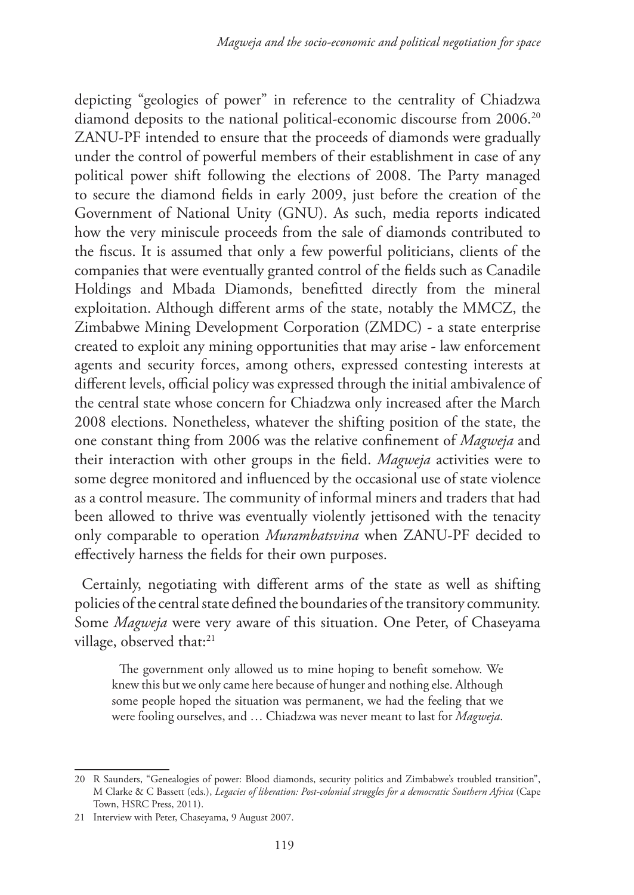depicting "geologies of power" in reference to the centrality of Chiadzwa diamond deposits to the national political-economic discourse from 2006.[20] ZANU-PF intended to ensure that the proceeds of diamonds were gradually under the control of powerful members of their establishment in case of any political power shift following the elections of 2008. The Party managed to secure the diamond fields in early 2009, just before the creation of the Government of National Unity (GNU). As such, media reports indicated how the very miniscule proceeds from the sale of diamonds contributed to the fiscus. It is assumed that only a few powerful politicians, clients of the companies that were eventually granted control of the fields such as Canadile Holdings and Mbada Diamonds, benefitted directly from the mineral exploitation. Although different arms of the state, notably the MMCZ, the Zimbabwe Mining Development Corporation (ZMDC) - a state enterprise created to exploit any mining opportunities that may arise - law enforcement agents and security forces, among others, expressed contesting interests at different levels, official policy was expressed through the initial ambivalence of the central state whose concern for Chiadzwa only increased after the March 2008 elections. Nonetheless, whatever the shifting position of the state, the one constant thing from 2006 was the relative confinement of *Magweja* and their interaction with other groups in the field. *Magweja* activities were to some degree monitored and influenced by the occasional use of state violence as a control measure. The community of informal miners and traders that had been allowed to thrive was eventually violently jettisoned with the tenacity only comparable to operation *Murambatsvina* when ZANU-PF decided to effectively harness the fields for their own purposes.

Certainly, negotiating with different arms of the state as well as shifting policies of the central state defined the boundaries of the transitory community. Some *Magweja* were very aware of this situation. One Peter, of Chaseyama village, observed that:[21]

> The government only allowed us to mine hoping to benefit somehow. We knew this but we only came here because of hunger and nothing else. Although some people hoped the situation was permanent, we had the feeling that we were fooling ourselves, and … Chiadzwa was never meant to last for *Magweja*.

---

20 R Saunders, "Genealogies of power: Blood diamonds, security politics and Zimbabwe's troubled transition", M Clarke & C Bassett (eds.), *Legacies of liberation: Post-colonial struggles for a democratic Southern Africa* (Cape Town, HSRC Press, 2011).

21 Interview with Peter, Chaseyama, 9 August 2007.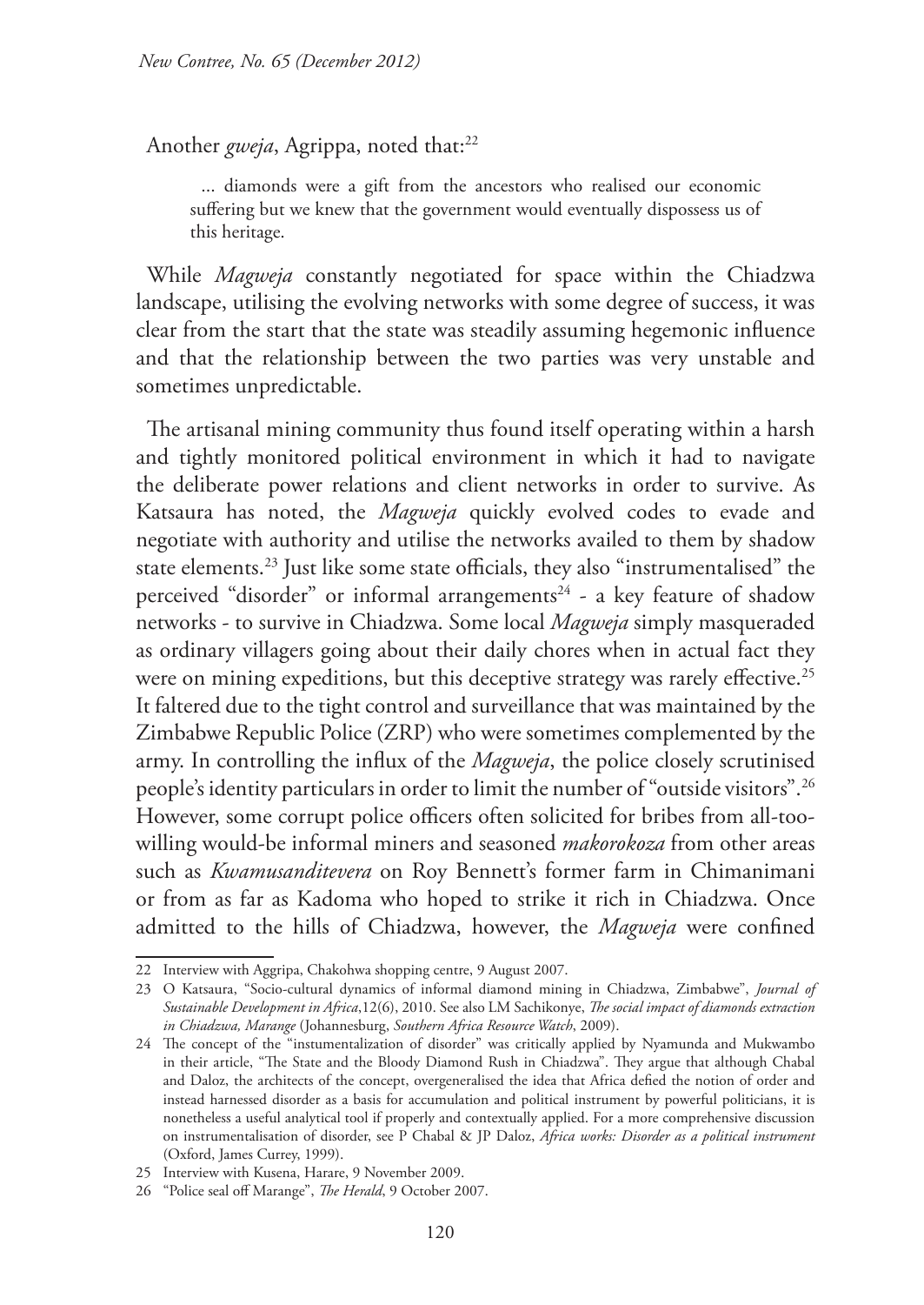Another *gweja*, Agrippa, noted that:[22]

> ... diamonds were a gift from the ancestors who realised our economic suffering but we knew that the government would eventually dispossess us of this heritage.

While *Magweja* constantly negotiated for space within the Chiadzwa landscape, utilising the evolving networks with some degree of success, it was clear from the start that the state was steadily assuming hegemonic influence and that the relationship between the two parties was very unstable and sometimes unpredictable.

The artisanal mining community thus found itself operating within a harsh and tightly monitored political environment in which it had to navigate the deliberate power relations and client networks in order to survive. As Katsaura has noted, the *Magweja* quickly evolved codes to evade and negotiate with authority and utilise the networks availed to them by shadow state elements.[23] Just like some state officials, they also "instrumentalised" the perceived "disorder" or informal arrangements[24] - a key feature of shadow networks - to survive in Chiadzwa. Some local *Magweja* simply masqueraded as ordinary villagers going about their daily chores when in actual fact they were on mining expeditions, but this deceptive strategy was rarely effective.[25] It faltered due to the tight control and surveillance that was maintained by the Zimbabwe Republic Police (ZRP) who were sometimes complemented by the army. In controlling the influx of the *Magweja*, the police closely scrutinised people's identity particulars in order to limit the number of "outside visitors".[26] However, some corrupt police officers often solicited for bribes from all-too-willing would-be informal miners and seasoned *makorokoza* from other areas such as *Kwamusanditevera* on Roy Bennett's former farm in Chimanimani or from as far as Kadoma who hoped to strike it rich in Chiadzwa. Once admitted to the hills of Chiadzwa, however, the *Magweja* were confined

---

22 Interview with Aggripa, Chakohwa shopping centre, 9 August 2007.

23 O Katsaura, "Socio-cultural dynamics of informal diamond mining in Chiadzwa, Zimbabwe", *Journal of Sustainable Development in Africa*,12(6), 2010. See also LM Sachikonye, *The social impact of diamonds extraction in Chiadzwa, Marange* (Johannesburg, *Southern Africa Resource Watch*, 2009).

24 The concept of the "instumentalization of disorder" was critically applied by Nyamunda and Mukwambo in their article, "The State and the Bloody Diamond Rush in Chiadzwa". They argue that although Chabal and Daloz, the architects of the concept, overgeneralised the idea that Africa defied the notion of order and instead harnessed disorder as a basis for accumulation and political instrument by powerful politicians, it is nonetheless a useful analytical tool if properly and contextually applied. For a more comprehensive discussion on instrumentalisation of disorder, see P Chabal & JP Daloz, *Africa works: Disorder as a political instrument* (Oxford, James Currey, 1999).

25 Interview with Kusena, Harare, 9 November 2009.

26 "Police seal off Marange", *The Herald*, 9 October 2007.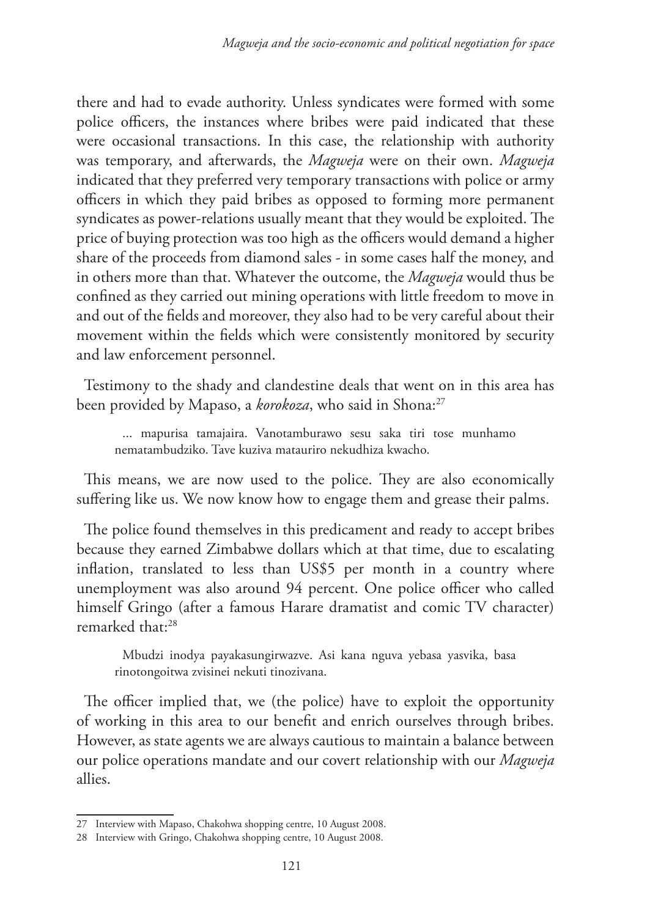there and had to evade authority. Unless syndicates were formed with some police officers, the instances where bribes were paid indicated that these were occasional transactions. In this case, the relationship with authority was temporary, and afterwards, the *Magweja* were on their own. *Magweja* indicated that they preferred very temporary transactions with police or army officers in which they paid bribes as opposed to forming more permanent syndicates as power-relations usually meant that they would be exploited. The price of buying protection was too high as the officers would demand a higher share of the proceeds from diamond sales - in some cases half the money, and in others more than that. Whatever the outcome, the *Magweja* would thus be confined as they carried out mining operations with little freedom to move in and out of the fields and moreover, they also had to be very careful about their movement within the fields which were consistently monitored by security and law enforcement personnel.

Testimony to the shady and clandestine deals that went on in this area has been provided by Mapaso, a *korokoza*, who said in Shona:[27]

> ... mapurisa tamajaira. Vanotamburawo sesu saka tiri tose munhamo nematambudziko. Tave kuziva matauriro nekudhiza kwacho.

This means, we are now used to the police. They are also economically suffering like us. We now know how to engage them and grease their palms.

The police found themselves in this predicament and ready to accept bribes because they earned Zimbabwe dollars which at that time, due to escalating inflation, translated to less than US$5 per month in a country where unemployment was also around 94 percent. One police officer who called himself Gringo (after a famous Harare dramatist and comic TV character) remarked that:[28]

> Mbudzi inodya payakasungirwazve. Asi kana nguva yebasa yasvika, basa rinotongoitwa zvisinei nekuti tinozivana.

The officer implied that, we (the police) have to exploit the opportunity of working in this area to our benefit and enrich ourselves through bribes. However, as state agents we are always cautious to maintain a balance between our police operations mandate and our covert relationship with our *Magweja* allies.

---

27 Interview with Mapaso, Chakohwa shopping centre, 10 August 2008.

28 Interview with Gringo, Chakohwa shopping centre, 10 August 2008.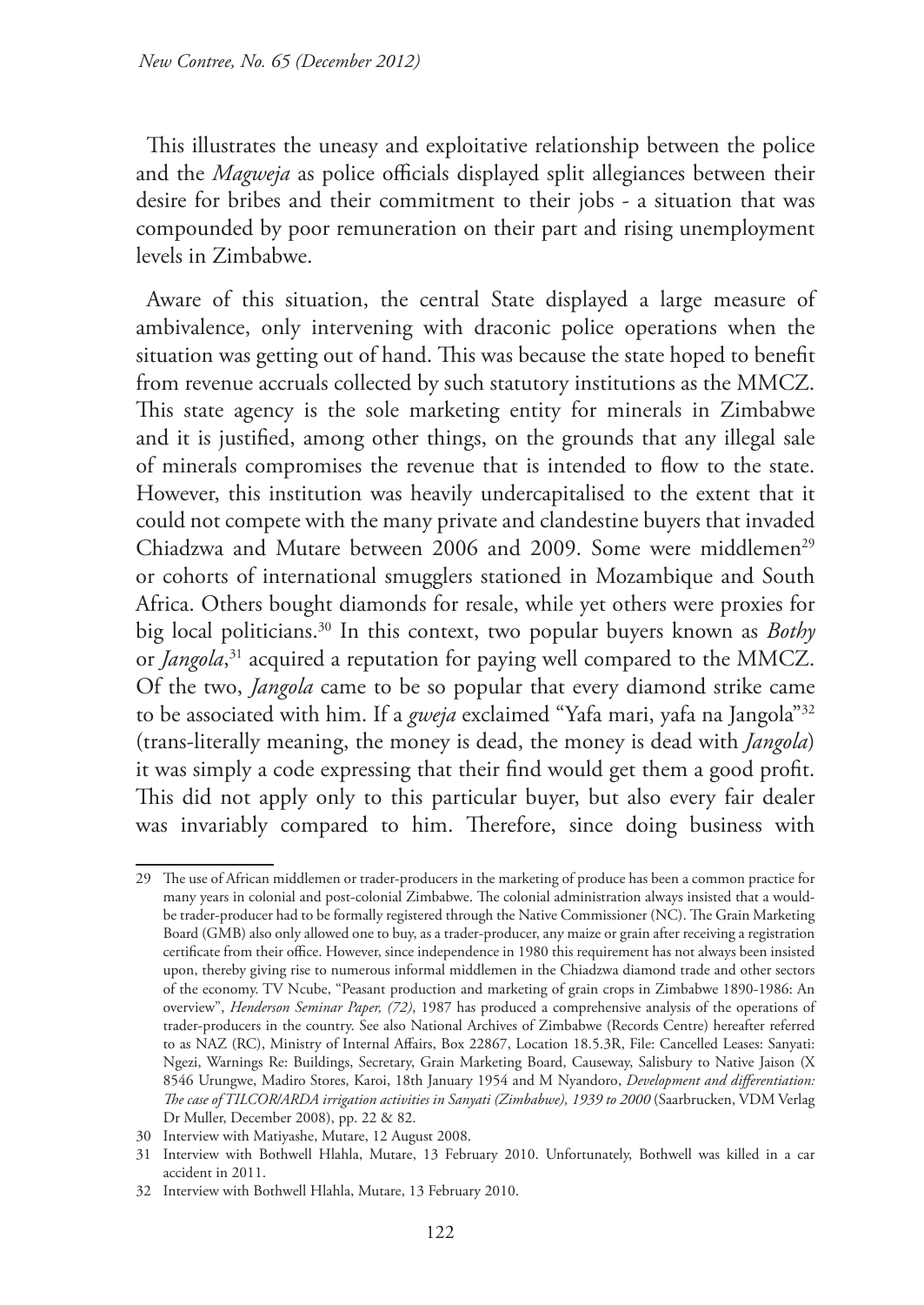This illustrates the uneasy and exploitative relationship between the police and the *Magweja* as police officials displayed split allegiances between their desire for bribes and their commitment to their jobs - a situation that was compounded by poor remuneration on their part and rising unemployment levels in Zimbabwe.

Aware of this situation, the central State displayed a large measure of ambivalence, only intervening with draconic police operations when the situation was getting out of hand. This was because the state hoped to benefit from revenue accruals collected by such statutory institutions as the MMCZ. This state agency is the sole marketing entity for minerals in Zimbabwe and it is justified, among other things, on the grounds that any illegal sale of minerals compromises the revenue that is intended to flow to the state. However, this institution was heavily undercapitalised to the extent that it could not compete with the many private and clandestine buyers that invaded Chiadzwa and Mutare between 2006 and 2009. Some were middlemen[29] or cohorts of international smugglers stationed in Mozambique and South Africa. Others bought diamonds for resale, while yet others were proxies for big local politicians.[30] In this context, two popular buyers known as *Bothy* or *Jangola*,[31] acquired a reputation for paying well compared to the MMCZ. Of the two, *Jangola* came to be so popular that every diamond strike came to be associated with him. If a *gweja* exclaimed "Yafa mari, yafa na Jangola"[32] (trans-literally meaning, the money is dead, the money is dead with *Jangola*) it was simply a code expressing that their find would get them a good profit. This did not apply only to this particular buyer, but also every fair dealer was invariably compared to him. Therefore, since doing business with

---

29 The use of African middlemen or trader-producers in the marketing of produce has been a common practice for many years in colonial and post-colonial Zimbabwe. The colonial administration always insisted that a would-be trader-producer had to be formally registered through the Native Commissioner (NC). The Grain Marketing Board (GMB) also only allowed one to buy, as a trader-producer, any maize or grain after receiving a registration certificate from their office. However, since independence in 1980 this requirement has not always been insisted upon, thereby giving rise to numerous informal middlemen in the Chiadzwa diamond trade and other sectors of the economy. TV Ncube, "Peasant production and marketing of grain crops in Zimbabwe 1890-1986: An overview", *Henderson Seminar Paper, (72)*, 1987 has produced a comprehensive analysis of the operations of trader-producers in the country. See also National Archives of Zimbabwe (Records Centre) hereafter referred to as NAZ (RC), Ministry of Internal Affairs, Box 22867, Location 18.5.3R, File: Cancelled Leases: Sanyati: Ngezi, Warnings Re: Buildings, Secretary, Grain Marketing Board, Causeway, Salisbury to Native Jaison (X 8546 Urungwe, Madiro Stores, Karoi, 18th January 1954 and M Nyandoro, *Development and differentiation: The case of TILCOR/ARDA irrigation activities in Sanyati (Zimbabwe), 1939 to 2000* (Saarbrucken, VDM Verlag Dr Muller, December 2008), pp. 22 & 82.

30 Interview with Matiyashe, Mutare, 12 August 2008.

31 Interview with Bothwell Hlahla, Mutare, 13 February 2010. Unfortunately, Bothwell was killed in a car accident in 2011.

32 Interview with Bothwell Hlahla, Mutare, 13 February 2010.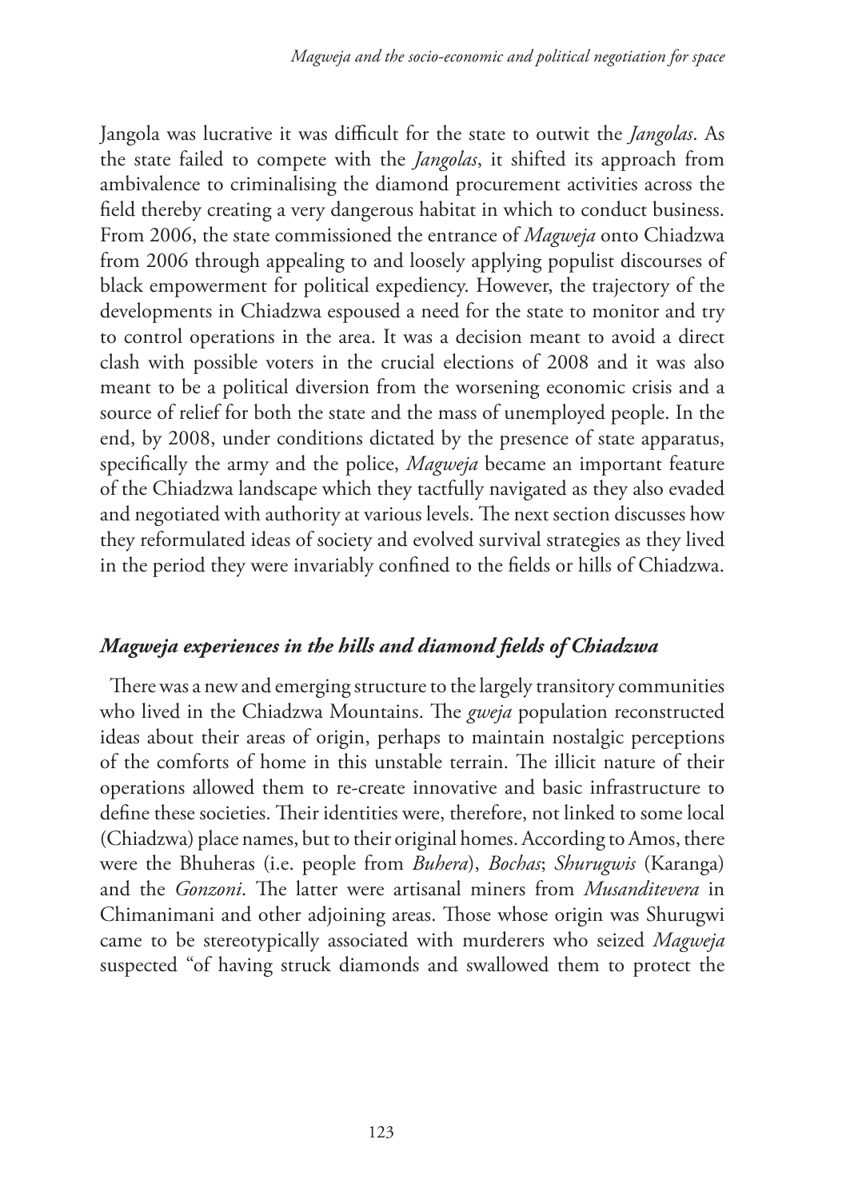Jangola was lucrative it was difficult for the state to outwit the *Jangolas*. As the state failed to compete with the *Jangolas*, it shifted its approach from ambivalence to criminalising the diamond procurement activities across the field thereby creating a very dangerous habitat in which to conduct business. From 2006, the state commissioned the entrance of *Magweja* onto Chiadzwa from 2006 through appealing to and loosely applying populist discourses of black empowerment for political expediency. However, the trajectory of the developments in Chiadzwa espoused a need for the state to monitor and try to control operations in the area. It was a decision meant to avoid a direct clash with possible voters in the crucial elections of 2008 and it was also meant to be a political diversion from the worsening economic crisis and a source of relief for both the state and the mass of unemployed people. In the end, by 2008, under conditions dictated by the presence of state apparatus, specifically the army and the police, *Magweja* became an important feature of the Chiadzwa landscape which they tactfully navigated as they also evaded and negotiated with authority at various levels. The next section discusses how they reformulated ideas of society and evolved survival strategies as they lived in the period they were invariably confined to the fields or hills of Chiadzwa.

## *Magweja experiences in the hills and diamond fields of Chiadzwa*

There was a new and emerging structure to the largely transitory communities who lived in the Chiadzwa Mountains. The *gweja* population reconstructed ideas about their areas of origin, perhaps to maintain nostalgic perceptions of the comforts of home in this unstable terrain. The illicit nature of their operations allowed them to re-create innovative and basic infrastructure to define these societies. Their identities were, therefore, not linked to some local (Chiadzwa) place names, but to their original homes. According to Amos, there were the Bhuheras (i.e. people from *Buhera*), *Bochas*; *Shurugwis* (Karanga) and the *Gonzoni*. The latter were artisanal miners from *Musanditevera* in Chimanimani and other adjoining areas. Those whose origin was Shurugwi came to be stereotypically associated with murderers who seized *Magweja* suspected "of having struck diamonds and swallowed them to protect the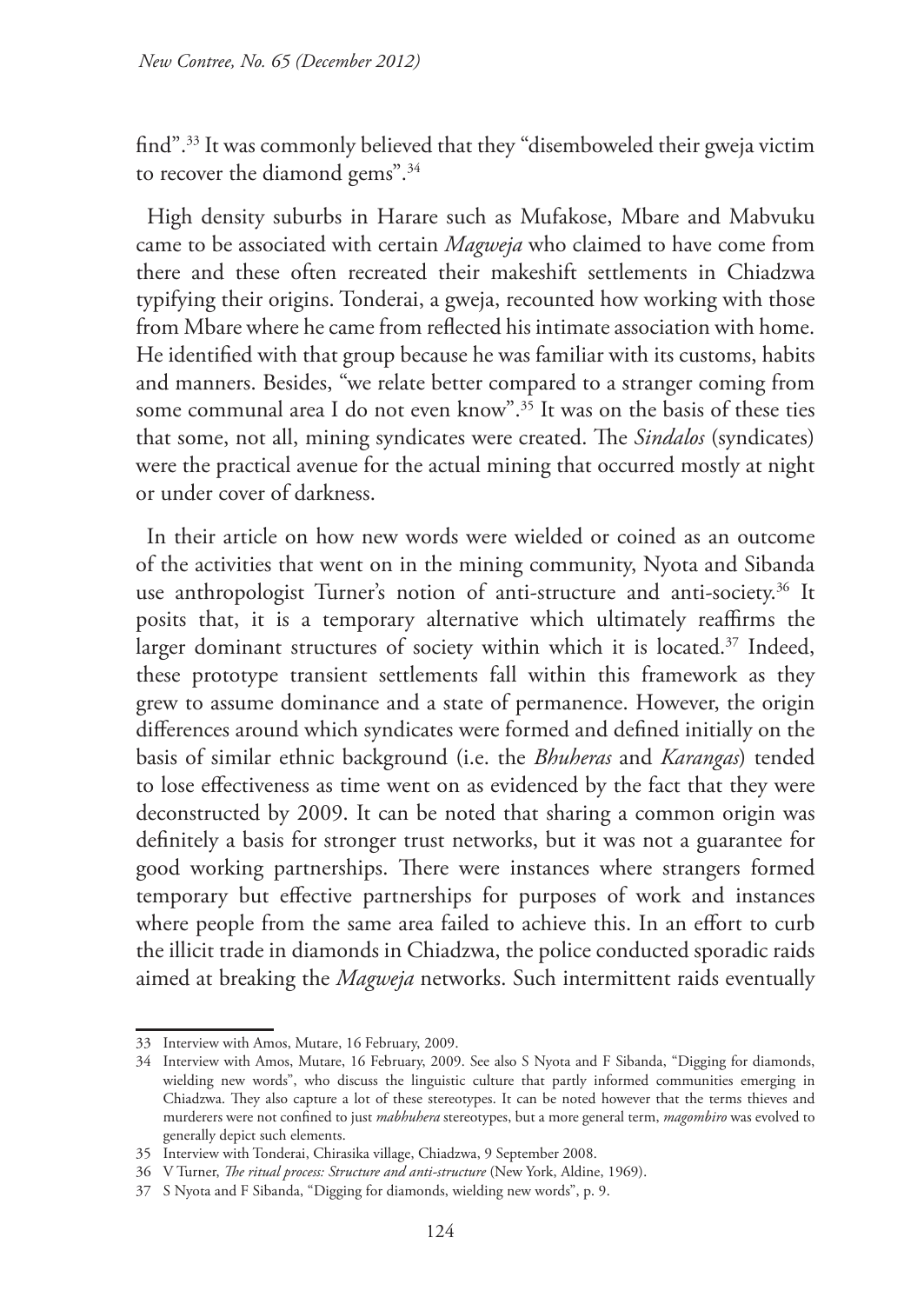find".[33] It was commonly believed that they "disemboweled their gweja victim to recover the diamond gems".[34]

High density suburbs in Harare such as Mufakose, Mbare and Mabvuku came to be associated with certain *Magweja* who claimed to have come from there and these often recreated their makeshift settlements in Chiadzwa typifying their origins. Tonderai, a gweja, recounted how working with those from Mbare where he came from reflected his intimate association with home. He identified with that group because he was familiar with its customs, habits and manners. Besides, "we relate better compared to a stranger coming from some communal area I do not even know".[35] It was on the basis of these ties that some, not all, mining syndicates were created. The *Sindalos* (syndicates) were the practical avenue for the actual mining that occurred mostly at night or under cover of darkness.

In their article on how new words were wielded or coined as an outcome of the activities that went on in the mining community, Nyota and Sibanda use anthropologist Turner's notion of anti-structure and anti-society.[36] It posits that, it is a temporary alternative which ultimately reaffirms the larger dominant structures of society within which it is located.[37] Indeed, these prototype transient settlements fall within this framework as they grew to assume dominance and a state of permanence. However, the origin differences around which syndicates were formed and defined initially on the basis of similar ethnic background (i.e. the *Bhuheras* and *Karangas*) tended to lose effectiveness as time went on as evidenced by the fact that they were deconstructed by 2009. It can be noted that sharing a common origin was definitely a basis for stronger trust networks, but it was not a guarantee for good working partnerships. There were instances where strangers formed temporary but effective partnerships for purposes of work and instances where people from the same area failed to achieve this. In an effort to curb the illicit trade in diamonds in Chiadzwa, the police conducted sporadic raids aimed at breaking the *Magweja* networks. Such intermittent raids eventually

---

33 Interview with Amos, Mutare, 16 February, 2009.

34 Interview with Amos, Mutare, 16 February, 2009. See also S Nyota and F Sibanda, "Digging for diamonds, wielding new words", who discuss the linguistic culture that partly informed communities emerging in Chiadzwa. They also capture a lot of these stereotypes. It can be noted however that the terms thieves and murderers were not confined to just *mabhuhera* stereotypes, but a more general term, *magombiro* was evolved to generally depict such elements.

35 Interview with Tonderai, Chirasika village, Chiadzwa, 9 September 2008.

36 V Turner, *The ritual process: Structure and anti-structure* (New York, Aldine, 1969).

37 S Nyota and F Sibanda, "Digging for diamonds, wielding new words", p. 9.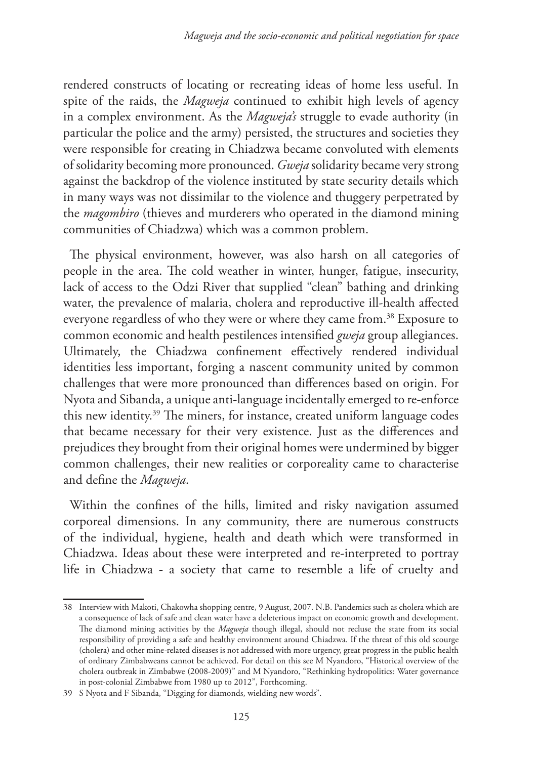rendered constructs of locating or recreating ideas of home less useful. In spite of the raids, the *Magweja* continued to exhibit high levels of agency in a complex environment. As the *Magweja's* struggle to evade authority (in particular the police and the army) persisted, the structures and societies they were responsible for creating in Chiadzwa became convoluted with elements of solidarity becoming more pronounced. *Gweja* solidarity became very strong against the backdrop of the violence instituted by state security details which in many ways was not dissimilar to the violence and thuggery perpetrated by the *magombiro* (thieves and murderers who operated in the diamond mining communities of Chiadzwa) which was a common problem.

The physical environment, however, was also harsh on all categories of people in the area. The cold weather in winter, hunger, fatigue, insecurity, lack of access to the Odzi River that supplied "clean" bathing and drinking water, the prevalence of malaria, cholera and reproductive ill-health affected everyone regardless of who they were or where they came from.[38] Exposure to common economic and health pestilences intensified *gweja* group allegiances. Ultimately, the Chiadzwa confinement effectively rendered individual identities less important, forging a nascent community united by common challenges that were more pronounced than differences based on origin. For Nyota and Sibanda, a unique anti-language incidentally emerged to re-enforce this new identity.[39] The miners, for instance, created uniform language codes that became necessary for their very existence. Just as the differences and prejudices they brought from their original homes were undermined by bigger common challenges, their new realities or corporeality came to characterise and define the *Magweja*.

Within the confines of the hills, limited and risky navigation assumed corporeal dimensions. In any community, there are numerous constructs of the individual, hygiene, health and death which were transformed in Chiadzwa. Ideas about these were interpreted and re-interpreted to portray life in Chiadzwa - a society that came to resemble a life of cruelty and

---

38 Interview with Makoti, Chakowha shopping centre, 9 August, 2007. N.B. Pandemics such as cholera which are a consequence of lack of safe and clean water have a deleterious impact on economic growth and development. The diamond mining activities by the *Magweja* though illegal, should not recluse the state from its social responsibility of providing a safe and healthy environment around Chiadzwa. If the threat of this old scourge (cholera) and other mine-related diseases is not addressed with more urgency, great progress in the public health of ordinary Zimbabweans cannot be achieved. For detail on this see M Nyandoro, "Historical overview of the cholera outbreak in Zimbabwe (2008-2009)" and M Nyandoro, "Rethinking hydropolitics: Water governance in post-colonial Zimbabwe from 1980 up to 2012", Forthcoming.

39 S Nyota and F Sibanda, "Digging for diamonds, wielding new words".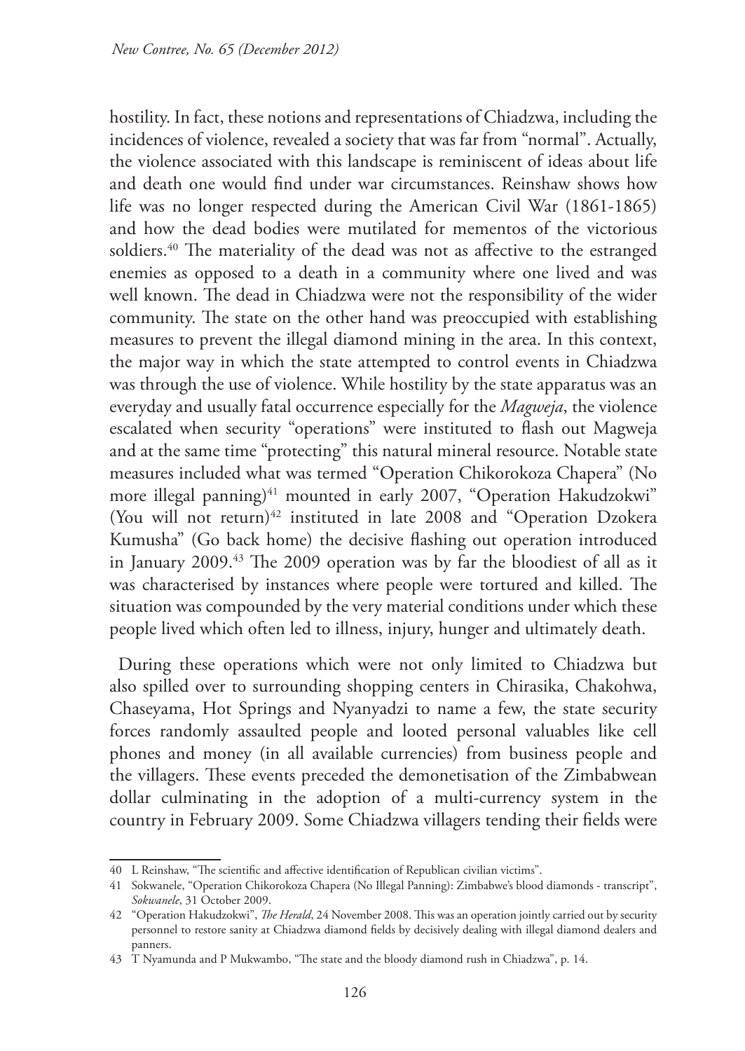hostility. In fact, these notions and representations of Chiadzwa, including the incidences of violence, revealed a society that was far from "normal". Actually, the violence associated with this landscape is reminiscent of ideas about life and death one would find under war circumstances. Reinshaw shows how life was no longer respected during the American Civil War (1861-1865) and how the dead bodies were mutilated for mementos of the victorious soldiers.[40] The materiality of the dead was not as affective to the estranged enemies as opposed to a death in a community where one lived and was well known. The dead in Chiadzwa were not the responsibility of the wider community. The state on the other hand was preoccupied with establishing measures to prevent the illegal diamond mining in the area. In this context, the major way in which the state attempted to control events in Chiadzwa was through the use of violence. While hostility by the state apparatus was an everyday and usually fatal occurrence especially for the *Magweja*, the violence escalated when security "operations" were instituted to flash out Magweja and at the same time "protecting" this natural mineral resource. Notable state measures included what was termed "Operation Chikorokoza Chapera" (No more illegal panning)[41] mounted in early 2007, "Operation Hakudzokwi" (You will not return)[42] instituted in late 2008 and "Operation Dzokera Kumusha" (Go back home) the decisive flashing out operation introduced in January 2009.[43] The 2009 operation was by far the bloodiest of all as it was characterised by instances where people were tortured and killed. The situation was compounded by the very material conditions under which these people lived which often led to illness, injury, hunger and ultimately death.

During these operations which were not only limited to Chiadzwa but also spilled over to surrounding shopping centers in Chirasika, Chakohwa, Chaseyama, Hot Springs and Nyanyadzi to name a few, the state security forces randomly assaulted people and looted personal valuables like cell phones and money (in all available currencies) from business people and the villagers. These events preceded the demonetisation of the Zimbabwean dollar culminating in the adoption of a multi-currency system in the country in February 2009. Some Chiadzwa villagers tending their fields were

---

40 L Reinshaw, "The scientific and affective identification of Republican civilian victims".

41 Sokwanele, "Operation Chikorokoza Chapera (No Illegal Panning): Zimbabwe's blood diamonds - transcript", *Sokwanele*, 31 October 2009.

42 "Operation Hakudzokwi", *The Herald*, 24 November 2008. This was an operation jointly carried out by security personnel to restore sanity at Chiadzwa diamond fields by decisively dealing with illegal diamond dealers and panners.

43 T Nyamunda and P Mukwambo, "The state and the bloody diamond rush in Chiadzwa", p. 14.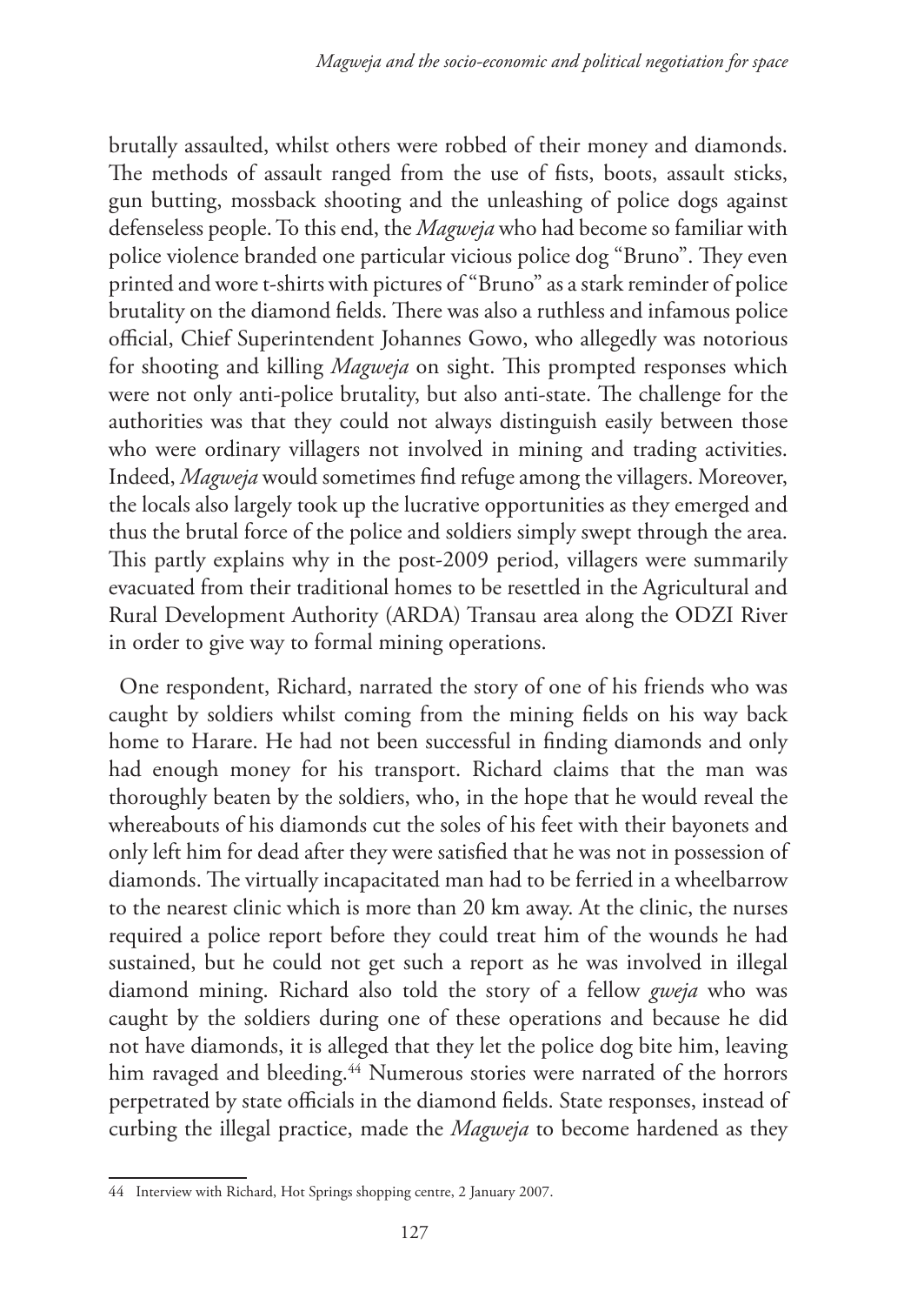brutally assaulted, whilst others were robbed of their money and diamonds. The methods of assault ranged from the use of fists, boots, assault sticks, gun butting, mossback shooting and the unleashing of police dogs against defenseless people. To this end, the *Magweja* who had become so familiar with police violence branded one particular vicious police dog "Bruno". They even printed and wore t-shirts with pictures of "Bruno" as a stark reminder of police brutality on the diamond fields. There was also a ruthless and infamous police official, Chief Superintendent Johannes Gowo, who allegedly was notorious for shooting and killing *Magweja* on sight. This prompted responses which were not only anti-police brutality, but also anti-state. The challenge for the authorities was that they could not always distinguish easily between those who were ordinary villagers not involved in mining and trading activities. Indeed, *Magweja* would sometimes find refuge among the villagers. Moreover, the locals also largely took up the lucrative opportunities as they emerged and thus the brutal force of the police and soldiers simply swept through the area. This partly explains why in the post-2009 period, villagers were summarily evacuated from their traditional homes to be resettled in the Agricultural and Rural Development Authority (ARDA) Transau area along the ODZI River in order to give way to formal mining operations.

One respondent, Richard, narrated the story of one of his friends who was caught by soldiers whilst coming from the mining fields on his way back home to Harare. He had not been successful in finding diamonds and only had enough money for his transport. Richard claims that the man was thoroughly beaten by the soldiers, who, in the hope that he would reveal the whereabouts of his diamonds cut the soles of his feet with their bayonets and only left him for dead after they were satisfied that he was not in possession of diamonds. The virtually incapacitated man had to be ferried in a wheelbarrow to the nearest clinic which is more than 20 km away. At the clinic, the nurses required a police report before they could treat him of the wounds he had sustained, but he could not get such a report as he was involved in illegal diamond mining. Richard also told the story of a fellow *gweja* who was caught by the soldiers during one of these operations and because he did not have diamonds, it is alleged that they let the police dog bite him, leaving him ravaged and bleeding.[44] Numerous stories were narrated of the horrors perpetrated by state officials in the diamond fields. State responses, instead of curbing the illegal practice, made the *Magweja* to become hardened as they

44 Interview with Richard, Hot Springs shopping centre, 2 January 2007.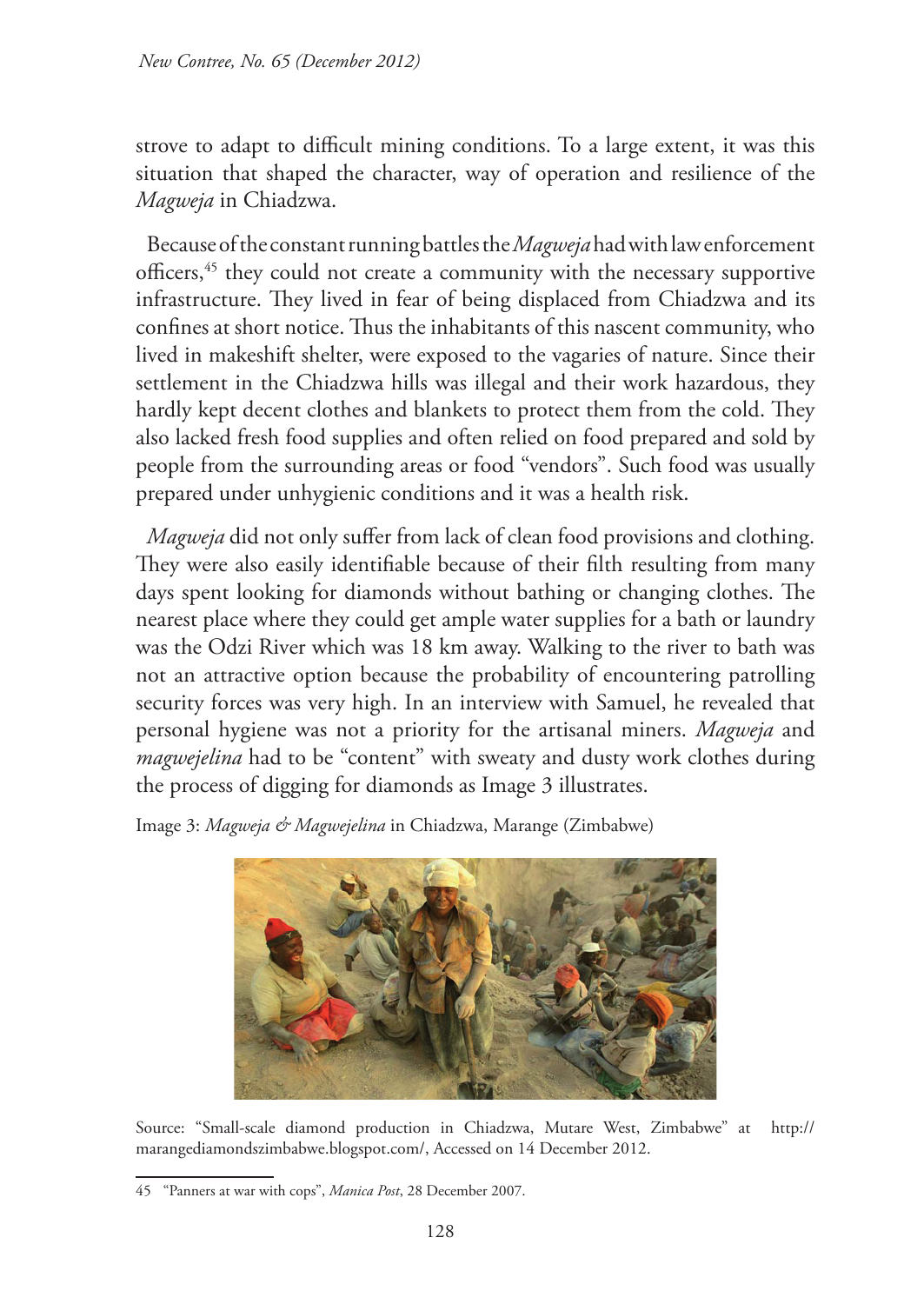strove to adapt to difficult mining conditions. To a large extent, it was this situation that shaped the character, way of operation and resilience of the *Magweja* in Chiadzwa.

Because of the constant running battles the *Magweja* had with law enforcement officers,[45] they could not create a community with the necessary supportive infrastructure. They lived in fear of being displaced from Chiadzwa and its confines at short notice. Thus the inhabitants of this nascent community, who lived in makeshift shelter, were exposed to the vagaries of nature. Since their settlement in the Chiadzwa hills was illegal and their work hazardous, they hardly kept decent clothes and blankets to protect them from the cold. They also lacked fresh food supplies and often relied on food prepared and sold by people from the surrounding areas or food "vendors". Such food was usually prepared under unhygienic conditions and it was a health risk.

*Magweja* did not only suffer from lack of clean food provisions and clothing. They were also easily identifiable because of their filth resulting from many days spent looking for diamonds without bathing or changing clothes. The nearest place where they could get ample water supplies for a bath or laundry was the Odzi River which was 18 km away. Walking to the river to bath was not an attractive option because the probability of encountering patrolling security forces was very high. In an interview with Samuel, he revealed that personal hygiene was not a priority for the artisanal miners. *Magweja* and *magwejelina* had to be "content" with sweaty and dusty work clothes during the process of digging for diamonds as Image 3 illustrates.

Image 3: *Magweja & Magwejelina* in Chiadzwa, Marange (Zimbabwe)

Source: "Small-scale diamond production in Chiadzwa, Mutare West, Zimbabwe" at http://marangediamondszimbabwe.blogspot.com/, Accessed on 14 December 2012.

45 "Panners at war with cops", *Manica Post*, 28 December 2007.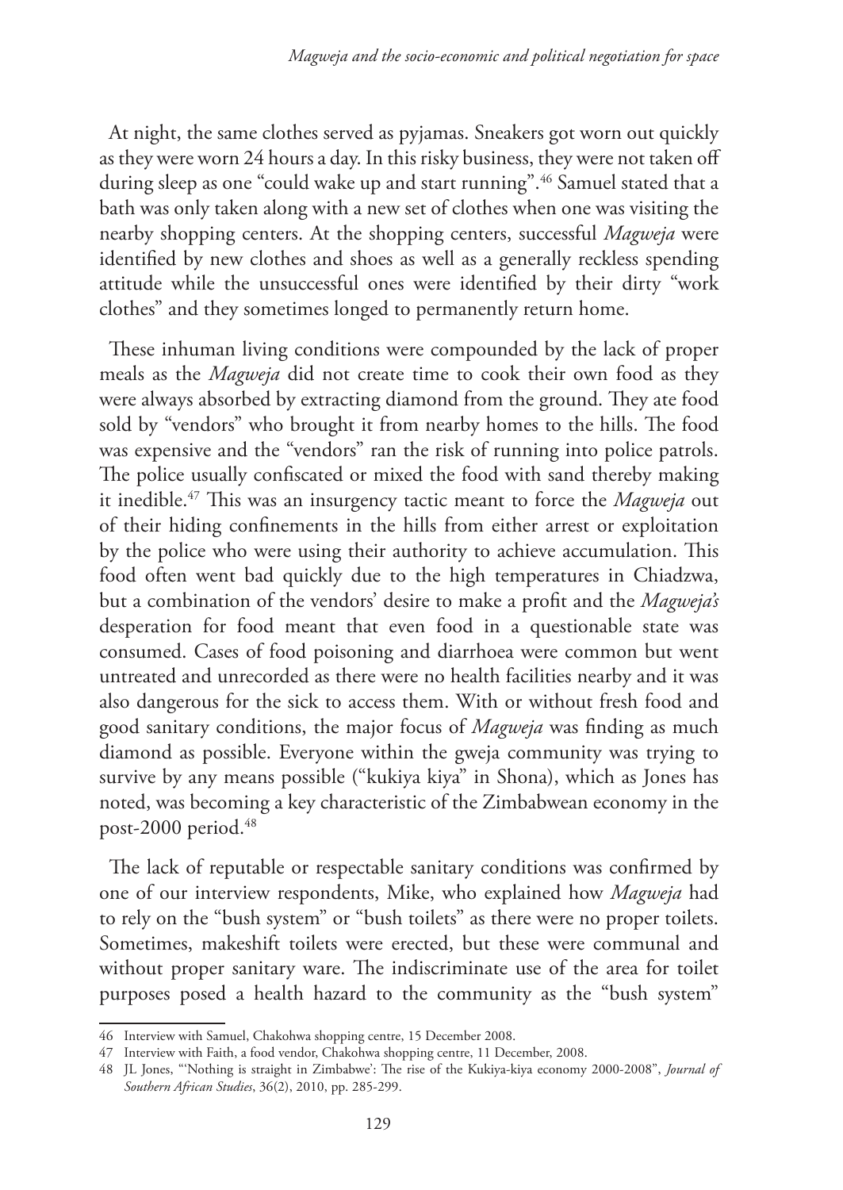At night, the same clothes served as pyjamas. Sneakers got worn out quickly as they were worn 24 hours a day. In this risky business, they were not taken off during sleep as one "could wake up and start running".[46] Samuel stated that a bath was only taken along with a new set of clothes when one was visiting the nearby shopping centers. At the shopping centers, successful *Magweja* were identified by new clothes and shoes as well as a generally reckless spending attitude while the unsuccessful ones were identified by their dirty "work clothes" and they sometimes longed to permanently return home.

These inhuman living conditions were compounded by the lack of proper meals as the *Magweja* did not create time to cook their own food as they were always absorbed by extracting diamond from the ground. They ate food sold by "vendors" who brought it from nearby homes to the hills. The food was expensive and the "vendors" ran the risk of running into police patrols. The police usually confiscated or mixed the food with sand thereby making it inedible.[47] This was an insurgency tactic meant to force the *Magweja* out of their hiding confinements in the hills from either arrest or exploitation by the police who were using their authority to achieve accumulation. This food often went bad quickly due to the high temperatures in Chiadzwa, but a combination of the vendors' desire to make a profit and the *Magweja's* desperation for food meant that even food in a questionable state was consumed. Cases of food poisoning and diarrhoea were common but went untreated and unrecorded as there were no health facilities nearby and it was also dangerous for the sick to access them. With or without fresh food and good sanitary conditions, the major focus of *Magweja* was finding as much diamond as possible. Everyone within the gweja community was trying to survive by any means possible ("kukiya kiya" in Shona), which as Jones has noted, was becoming a key characteristic of the Zimbabwean economy in the post-2000 period.[48]

The lack of reputable or respectable sanitary conditions was confirmed by one of our interview respondents, Mike, who explained how *Magweja* had to rely on the "bush system" or "bush toilets" as there were no proper toilets. Sometimes, makeshift toilets were erected, but these were communal and without proper sanitary ware. The indiscriminate use of the area for toilet purposes posed a health hazard to the community as the "bush system"

---

46 Interview with Samuel, Chakohwa shopping centre, 15 December 2008.

47 Interview with Faith, a food vendor, Chakohwa shopping centre, 11 December, 2008.

48 JL Jones, "'Nothing is straight in Zimbabwe': The rise of the Kukiya-kiya economy 2000-2008", *Journal of Southern African Studies*, 36(2), 2010, pp. 285-299.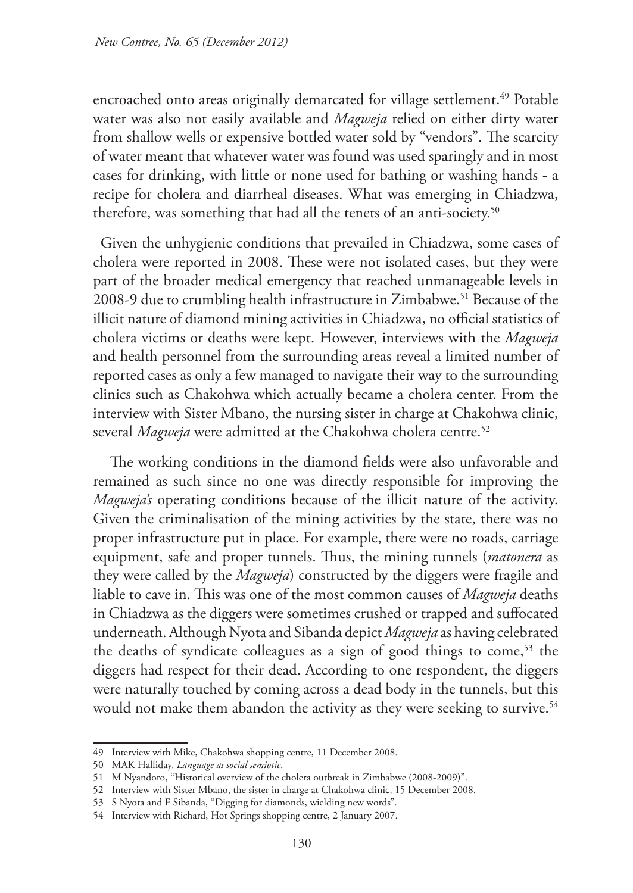encroached onto areas originally demarcated for village settlement.[49] Potable water was also not easily available and *Magweja* relied on either dirty water from shallow wells or expensive bottled water sold by "vendors". The scarcity of water meant that whatever water was found was used sparingly and in most cases for drinking, with little or none used for bathing or washing hands - a recipe for cholera and diarrheal diseases. What was emerging in Chiadzwa, therefore, was something that had all the tenets of an anti-society.[50]

Given the unhygienic conditions that prevailed in Chiadzwa, some cases of cholera were reported in 2008. These were not isolated cases, but they were part of the broader medical emergency that reached unmanageable levels in 2008-9 due to crumbling health infrastructure in Zimbabwe.[51] Because of the illicit nature of diamond mining activities in Chiadzwa, no official statistics of cholera victims or deaths were kept. However, interviews with the *Magweja* and health personnel from the surrounding areas reveal a limited number of reported cases as only a few managed to navigate their way to the surrounding clinics such as Chakohwa which actually became a cholera center. From the interview with Sister Mbano, the nursing sister in charge at Chakohwa clinic, several *Magweja* were admitted at the Chakohwa cholera centre.[52]

The working conditions in the diamond fields were also unfavorable and remained as such since no one was directly responsible for improving the *Magweja's* operating conditions because of the illicit nature of the activity. Given the criminalisation of the mining activities by the state, there was no proper infrastructure put in place. For example, there were no roads, carriage equipment, safe and proper tunnels. Thus, the mining tunnels (*matonera* as they were called by the *Magweja*) constructed by the diggers were fragile and liable to cave in. This was one of the most common causes of *Magweja* deaths in Chiadzwa as the diggers were sometimes crushed or trapped and suffocated underneath. Although Nyota and Sibanda depict *Magweja* as having celebrated the deaths of syndicate colleagues as a sign of good things to come,[53] the diggers had respect for their dead. According to one respondent, the diggers were naturally touched by coming across a dead body in the tunnels, but this would not make them abandon the activity as they were seeking to survive.[54]

---

49 Interview with Mike, Chakohwa shopping centre, 11 December 2008.

50 MAK Halliday, *Language as social semiotic*.

51 M Nyandoro, "Historical overview of the cholera outbreak in Zimbabwe (2008-2009)".

52 Interview with Sister Mbano, the sister in charge at Chakohwa clinic, 15 December 2008.

53 S Nyota and F Sibanda, "Digging for diamonds, wielding new words".

54 Interview with Richard, Hot Springs shopping centre, 2 January 2007.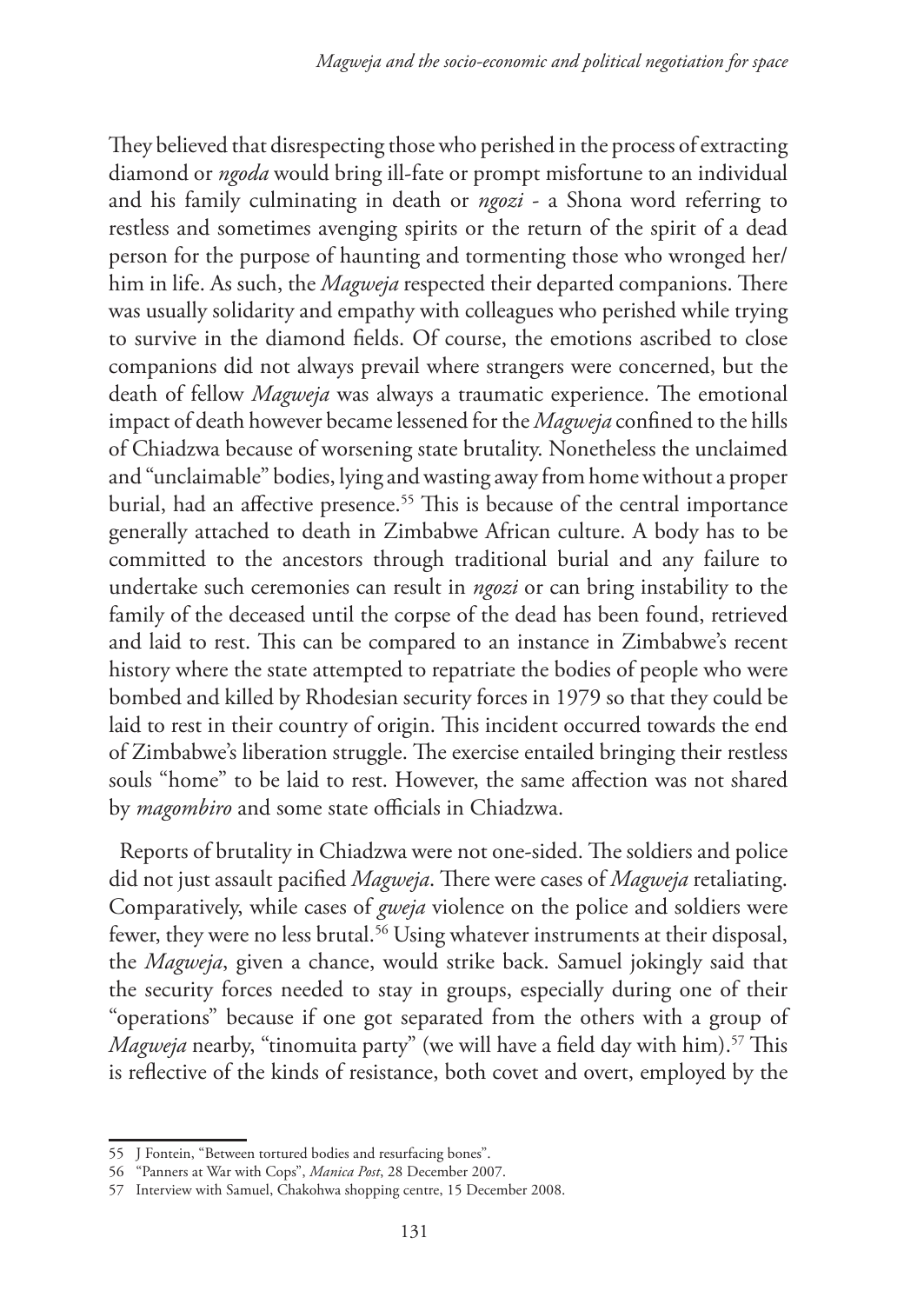They believed that disrespecting those who perished in the process of extracting diamond or *ngoda* would bring ill-fate or prompt misfortune to an individual and his family culminating in death or *ngozi* - a Shona word referring to restless and sometimes avenging spirits or the return of the spirit of a dead person for the purpose of haunting and tormenting those who wronged her/him in life. As such, the *Magweja* respected their departed companions. There was usually solidarity and empathy with colleagues who perished while trying to survive in the diamond fields. Of course, the emotions ascribed to close companions did not always prevail where strangers were concerned, but the death of fellow *Magweja* was always a traumatic experience. The emotional impact of death however became lessened for the *Magweja* confined to the hills of Chiadzwa because of worsening state brutality. Nonetheless the unclaimed and "unclaimable" bodies, lying and wasting away from home without a proper burial, had an affective presence.[55] This is because of the central importance generally attached to death in Zimbabwe African culture. A body has to be committed to the ancestors through traditional burial and any failure to undertake such ceremonies can result in *ngozi* or can bring instability to the family of the deceased until the corpse of the dead has been found, retrieved and laid to rest. This can be compared to an instance in Zimbabwe's recent history where the state attempted to repatriate the bodies of people who were bombed and killed by Rhodesian security forces in 1979 so that they could be laid to rest in their country of origin. This incident occurred towards the end of Zimbabwe's liberation struggle. The exercise entailed bringing their restless souls "home" to be laid to rest. However, the same affection was not shared by *magombiro* and some state officials in Chiadzwa.

Reports of brutality in Chiadzwa were not one-sided. The soldiers and police did not just assault pacified *Magweja*. There were cases of *Magweja* retaliating. Comparatively, while cases of *gweja* violence on the police and soldiers were fewer, they were no less brutal.[56] Using whatever instruments at their disposal, the *Magweja*, given a chance, would strike back. Samuel jokingly said that the security forces needed to stay in groups, especially during one of their "operations" because if one got separated from the others with a group of *Magweja* nearby, "tinomuita party" (we will have a field day with him).[57] This is reflective of the kinds of resistance, both covet and overt, employed by the

---

55 J Fontein, "Between tortured bodies and resurfacing bones".

56 "Panners at War with Cops", *Manica Post*, 28 December 2007.

57 Interview with Samuel, Chakohwa shopping centre, 15 December 2008.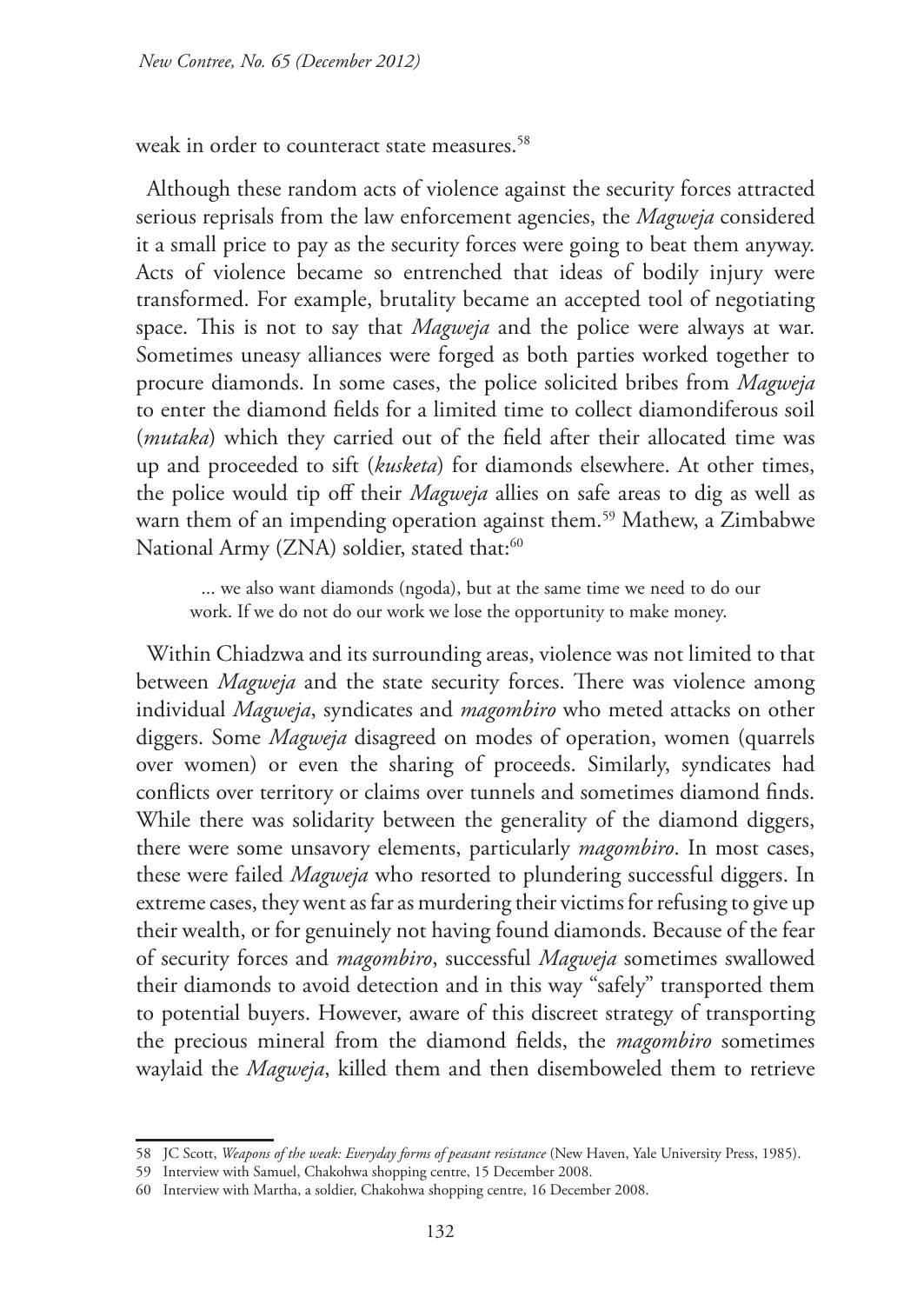weak in order to counteract state measures.[58]

Although these random acts of violence against the security forces attracted serious reprisals from the law enforcement agencies, the *Magweja* considered it a small price to pay as the security forces were going to beat them anyway. Acts of violence became so entrenched that ideas of bodily injury were transformed. For example, brutality became an accepted tool of negotiating space. This is not to say that *Magweja* and the police were always at war. Sometimes uneasy alliances were forged as both parties worked together to procure diamonds. In some cases, the police solicited bribes from *Magweja* to enter the diamond fields for a limited time to collect diamondiferous soil (*mutaka*) which they carried out of the field after their allocated time was up and proceeded to sift (*kusketa*) for diamonds elsewhere. At other times, the police would tip off their *Magweja* allies on safe areas to dig as well as warn them of an impending operation against them.[59] Mathew, a Zimbabwe National Army (ZNA) soldier, stated that:[60]

> ... we also want diamonds (ngoda), but at the same time we need to do our work. If we do not do our work we lose the opportunity to make money.

Within Chiadzwa and its surrounding areas, violence was not limited to that between *Magweja* and the state security forces. There was violence among individual *Magweja*, syndicates and *magombiro* who meted attacks on other diggers. Some *Magweja* disagreed on modes of operation, women (quarrels over women) or even the sharing of proceeds. Similarly, syndicates had conflicts over territory or claims over tunnels and sometimes diamond finds. While there was solidarity between the generality of the diamond diggers, there were some unsavory elements, particularly *magombiro*. In most cases, these were failed *Magweja* who resorted to plundering successful diggers. In extreme cases, they went as far as murdering their victims for refusing to give up their wealth, or for genuinely not having found diamonds. Because of the fear of security forces and *magombiro*, successful *Magweja* sometimes swallowed their diamonds to avoid detection and in this way "safely" transported them to potential buyers. However, aware of this discreet strategy of transporting the precious mineral from the diamond fields, the *magombiro* sometimes waylaid the *Magweja*, killed them and then disemboweled them to retrieve

---

58 JC Scott, *Weapons of the weak: Everyday forms of peasant resistance* (New Haven, Yale University Press, 1985).

59 Interview with Samuel, Chakohwa shopping centre, 15 December 2008.

60 Interview with Martha, a soldier, Chakohwa shopping centre, 16 December 2008.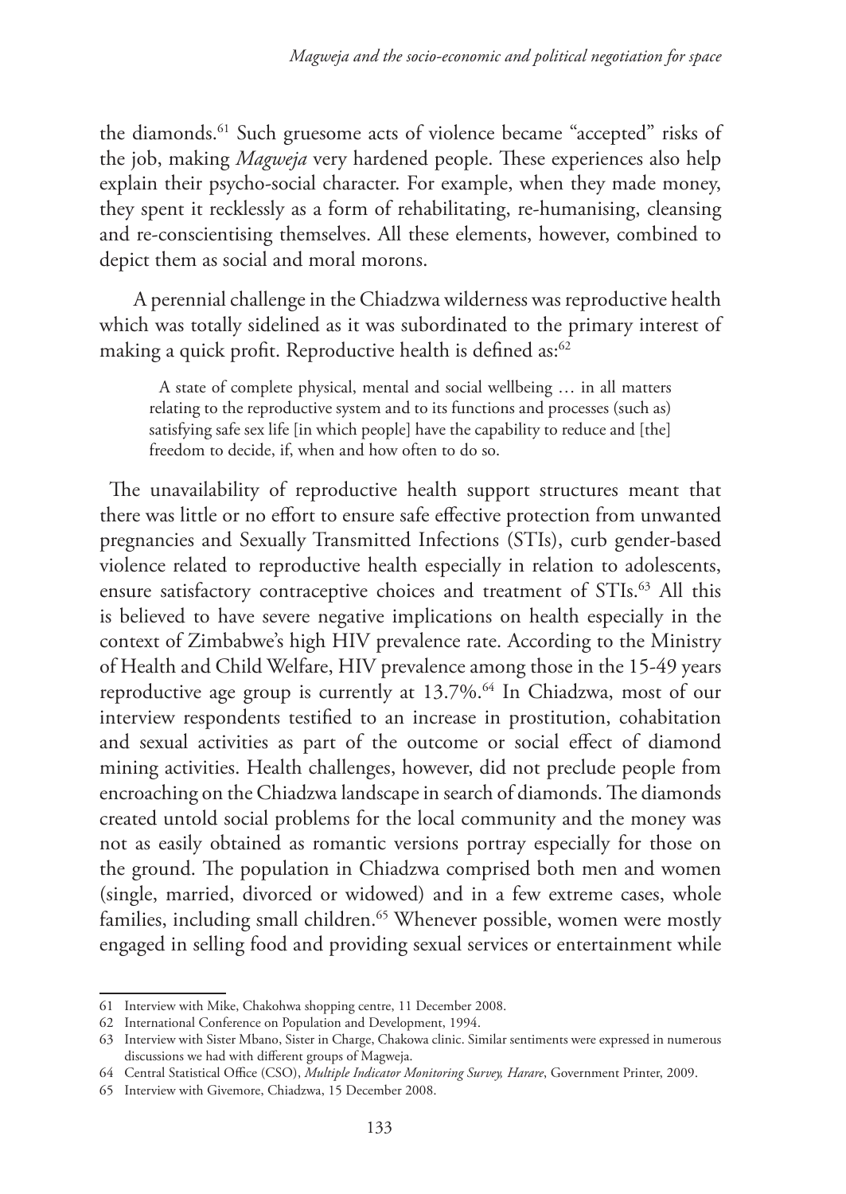the diamonds.[61] Such gruesome acts of violence became "accepted" risks of the job, making *Magweja* very hardened people. These experiences also help explain their psycho-social character. For example, when they made money, they spent it recklessly as a form of rehabilitating, re-humanising, cleansing and re-conscientising themselves. All these elements, however, combined to depict them as social and moral morons.

A perennial challenge in the Chiadzwa wilderness was reproductive health which was totally sidelined as it was subordinated to the primary interest of making a quick profit. Reproductive health is defined as:[62]

> A state of complete physical, mental and social wellbeing … in all matters relating to the reproductive system and to its functions and processes (such as) satisfying safe sex life [in which people] have the capability to reduce and [the] freedom to decide, if, when and how often to do so.

The unavailability of reproductive health support structures meant that there was little or no effort to ensure safe effective protection from unwanted pregnancies and Sexually Transmitted Infections (STIs), curb gender-based violence related to reproductive health especially in relation to adolescents, ensure satisfactory contraceptive choices and treatment of STIs.[63] All this is believed to have severe negative implications on health especially in the context of Zimbabwe's high HIV prevalence rate. According to the Ministry of Health and Child Welfare, HIV prevalence among those in the 15-49 years reproductive age group is currently at 13.7%.[64] In Chiadzwa, most of our interview respondents testified to an increase in prostitution, cohabitation and sexual activities as part of the outcome or social effect of diamond mining activities. Health challenges, however, did not preclude people from encroaching on the Chiadzwa landscape in search of diamonds. The diamonds created untold social problems for the local community and the money was not as easily obtained as romantic versions portray especially for those on the ground. The population in Chiadzwa comprised both men and women (single, married, divorced or widowed) and in a few extreme cases, whole families, including small children.[65] Whenever possible, women were mostly engaged in selling food and providing sexual services or entertainment while

---

61 Interview with Mike, Chakohwa shopping centre, 11 December 2008.

62 International Conference on Population and Development, 1994.

63 Interview with Sister Mbano, Sister in Charge, Chakowa clinic. Similar sentiments were expressed in numerous discussions we had with different groups of Magweja.

64 Central Statistical Office (CSO), *Multiple Indicator Monitoring Survey, Harare*, Government Printer, 2009.

65 Interview with Givemore, Chiadzwa, 15 December 2008.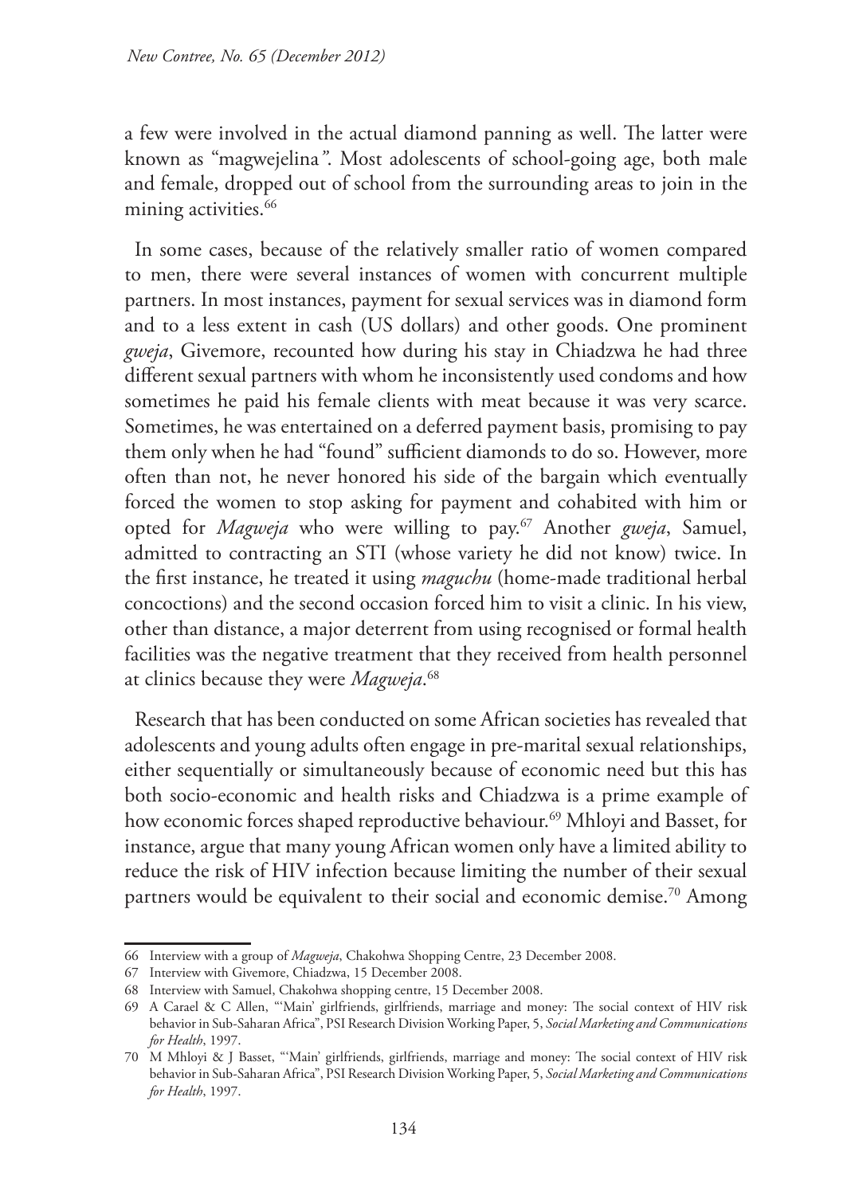a few were involved in the actual diamond panning as well. The latter were known as "magwejelina*"*. Most adolescents of school-going age, both male and female, dropped out of school from the surrounding areas to join in the mining activities.[66]

In some cases, because of the relatively smaller ratio of women compared to men, there were several instances of women with concurrent multiple partners. In most instances, payment for sexual services was in diamond form and to a less extent in cash (US dollars) and other goods. One prominent *gweja*, Givemore, recounted how during his stay in Chiadzwa he had three different sexual partners with whom he inconsistently used condoms and how sometimes he paid his female clients with meat because it was very scarce. Sometimes, he was entertained on a deferred payment basis, promising to pay them only when he had "found" sufficient diamonds to do so. However, more often than not, he never honored his side of the bargain which eventually forced the women to stop asking for payment and cohabited with him or opted for *Magweja* who were willing to pay.[67] Another *gweja*, Samuel, admitted to contracting an STI (whose variety he did not know) twice. In the first instance, he treated it using *maguchu* (home-made traditional herbal concoctions) and the second occasion forced him to visit a clinic. In his view, other than distance, a major deterrent from using recognised or formal health facilities was the negative treatment that they received from health personnel at clinics because they were *Magweja*.[68]

Research that has been conducted on some African societies has revealed that adolescents and young adults often engage in pre-marital sexual relationships, either sequentially or simultaneously because of economic need but this has both socio-economic and health risks and Chiadzwa is a prime example of how economic forces shaped reproductive behaviour.[69] Mhloyi and Basset, for instance, argue that many young African women only have a limited ability to reduce the risk of HIV infection because limiting the number of their sexual partners would be equivalent to their social and economic demise.[70] Among

---

66 Interview with a group of *Magweja*, Chakohwa Shopping Centre, 23 December 2008.

67 Interview with Givemore, Chiadzwa, 15 December 2008.

68 Interview with Samuel, Chakohwa shopping centre, 15 December 2008.

69 A Carael & C Allen, "'Main' girlfriends, girlfriends, marriage and money: The social context of HIV risk behavior in Sub-Saharan Africa", PSI Research Division Working Paper, 5, *Social Marketing and Communications for Health*, 1997.

70 M Mhloyi & J Basset, "'Main' girlfriends, girlfriends, marriage and money: The social context of HIV risk behavior in Sub-Saharan Africa", PSI Research Division Working Paper, 5, *Social Marketing and Communications for Health*, 1997.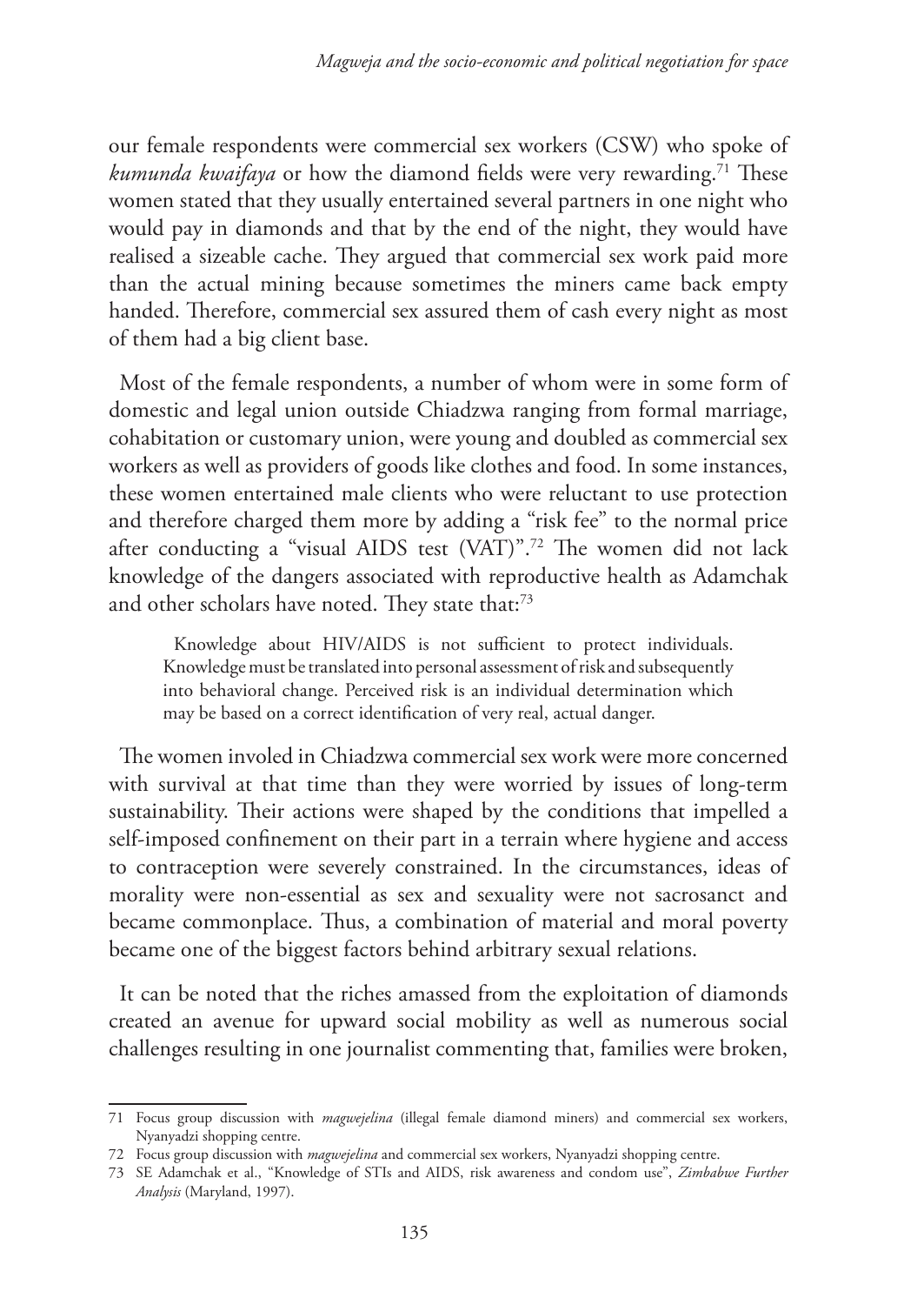our female respondents were commercial sex workers (CSW) who spoke of *kumunda kwaifaya* or how the diamond fields were very rewarding.[71] These women stated that they usually entertained several partners in one night who would pay in diamonds and that by the end of the night, they would have realised a sizeable cache. They argued that commercial sex work paid more than the actual mining because sometimes the miners came back empty handed. Therefore, commercial sex assured them of cash every night as most of them had a big client base.

Most of the female respondents, a number of whom were in some form of domestic and legal union outside Chiadzwa ranging from formal marriage, cohabitation or customary union, were young and doubled as commercial sex workers as well as providers of goods like clothes and food. In some instances, these women entertained male clients who were reluctant to use protection and therefore charged them more by adding a "risk fee" to the normal price after conducting a "visual AIDS test (VAT)".[72] The women did not lack knowledge of the dangers associated with reproductive health as Adamchak and other scholars have noted. They state that:[73]

> Knowledge about HIV/AIDS is not sufficient to protect individuals. Knowledge must be translated into personal assessment of risk and subsequently into behavioral change. Perceived risk is an individual determination which may be based on a correct identification of very real, actual danger.

The women involed in Chiadzwa commercial sex work were more concerned with survival at that time than they were worried by issues of long-term sustainability. Their actions were shaped by the conditions that impelled a self-imposed confinement on their part in a terrain where hygiene and access to contraception were severely constrained. In the circumstances, ideas of morality were non-essential as sex and sexuality were not sacrosanct and became commonplace. Thus, a combination of material and moral poverty became one of the biggest factors behind arbitrary sexual relations.

It can be noted that the riches amassed from the exploitation of diamonds created an avenue for upward social mobility as well as numerous social challenges resulting in one journalist commenting that, families were broken,

---

71 Focus group discussion with *magwejelina* (illegal female diamond miners) and commercial sex workers, Nyanyadzi shopping centre.

72 Focus group discussion with *magwejelina* and commercial sex workers, Nyanyadzi shopping centre.

73 SE Adamchak et al., "Knowledge of STIs and AIDS, risk awareness and condom use", *Zimbabwe Further Analysis* (Maryland, 1997).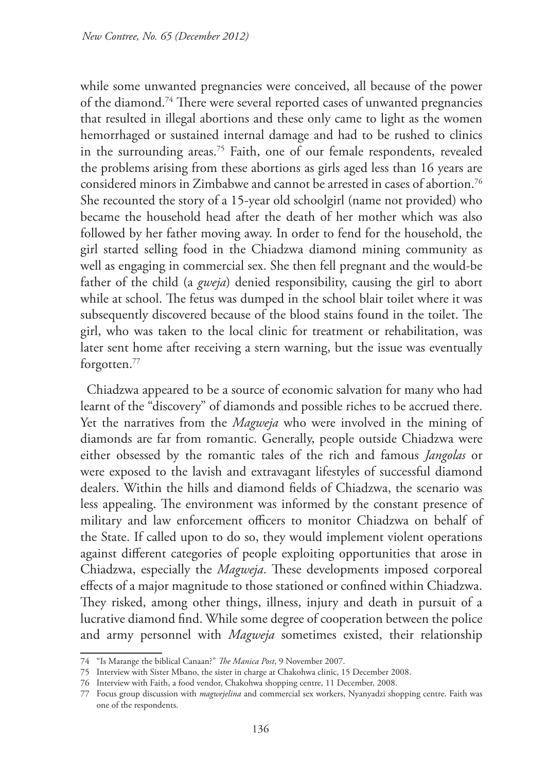while some unwanted pregnancies were conceived, all because of the power of the diamond.[74] There were several reported cases of unwanted pregnancies that resulted in illegal abortions and these only came to light as the women hemorrhaged or sustained internal damage and had to be rushed to clinics in the surrounding areas.[75] Faith, one of our female respondents, revealed the problems arising from these abortions as girls aged less than 16 years are considered minors in Zimbabwe and cannot be arrested in cases of abortion.[76] She recounted the story of a 15-year old schoolgirl (name not provided) who became the household head after the death of her mother which was also followed by her father moving away. In order to fend for the household, the girl started selling food in the Chiadzwa diamond mining community as well as engaging in commercial sex. She then fell pregnant and the would-be father of the child (a *gweja*) denied responsibility, causing the girl to abort while at school. The fetus was dumped in the school blair toilet where it was subsequently discovered because of the blood stains found in the toilet. The girl, who was taken to the local clinic for treatment or rehabilitation, was later sent home after receiving a stern warning, but the issue was eventually forgotten.[77]

Chiadzwa appeared to be a source of economic salvation for many who had learnt of the "discovery" of diamonds and possible riches to be accrued there. Yet the narratives from the *Magweja* who were involved in the mining of diamonds are far from romantic. Generally, people outside Chiadzwa were either obsessed by the romantic tales of the rich and famous *Jangolas* or were exposed to the lavish and extravagant lifestyles of successful diamond dealers. Within the hills and diamond fields of Chiadzwa, the scenario was less appealing. The environment was informed by the constant presence of military and law enforcement officers to monitor Chiadzwa on behalf of the State. If called upon to do so, they would implement violent operations against different categories of people exploiting opportunities that arose in Chiadzwa, especially the *Magweja*. These developments imposed corporeal effects of a major magnitude to those stationed or confined within Chiadzwa. They risked, among other things, illness, injury and death in pursuit of a lucrative diamond find. While some degree of cooperation between the police and army personnel with *Magweja* sometimes existed, their relationship

74 "Is Marange the biblical Canaan?" *The Manica Post*, 9 November 2007.

75 Interview with Sister Mbano, the sister in charge at Chakohwa clinic, 15 December 2008.

76 Interview with Faith, a food vendor, Chakohwa shopping centre, 11 December, 2008.

77 Focus group discussion with *magwejelina* and commercial sex workers, Nyanyadzi shopping centre. Faith was one of the respondents.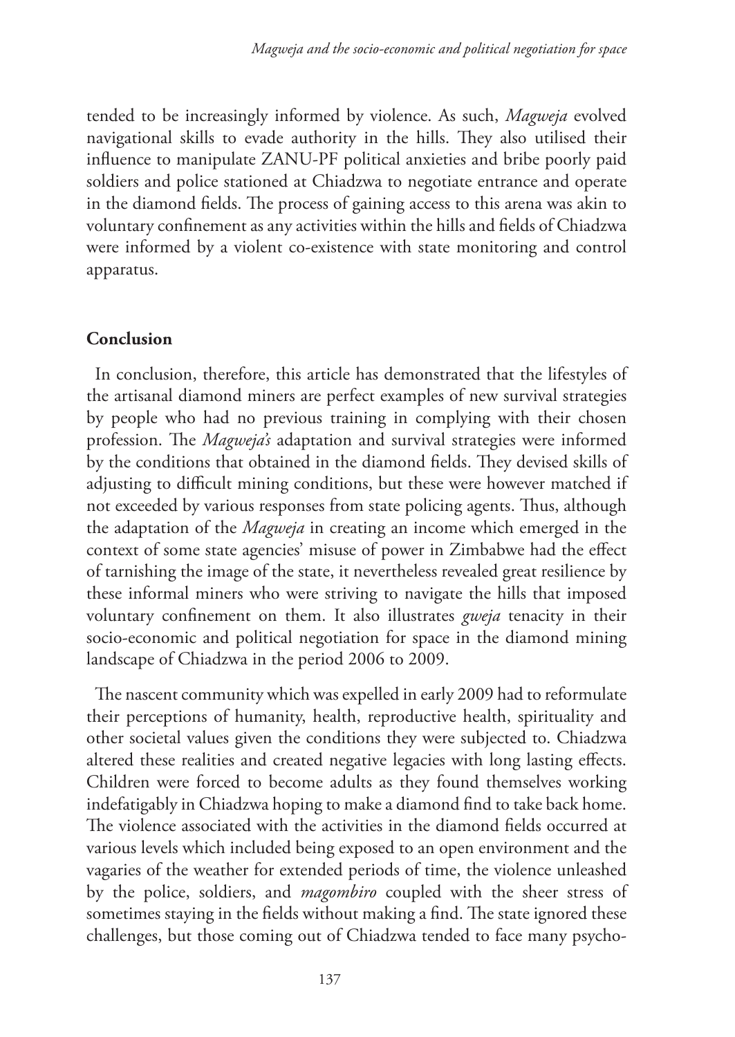tended to be increasingly informed by violence. As such, *Magweja* evolved navigational skills to evade authority in the hills. They also utilised their influence to manipulate ZANU-PF political anxieties and bribe poorly paid soldiers and police stationed at Chiadzwa to negotiate entrance and operate in the diamond fields. The process of gaining access to this arena was akin to voluntary confinement as any activities within the hills and fields of Chiadzwa were informed by a violent co-existence with state monitoring and control apparatus.

## Conclusion

In conclusion, therefore, this article has demonstrated that the lifestyles of the artisanal diamond miners are perfect examples of new survival strategies by people who had no previous training in complying with their chosen profession. The *Magweja's* adaptation and survival strategies were informed by the conditions that obtained in the diamond fields. They devised skills of adjusting to difficult mining conditions, but these were however matched if not exceeded by various responses from state policing agents. Thus, although the adaptation of the *Magweja* in creating an income which emerged in the context of some state agencies' misuse of power in Zimbabwe had the effect of tarnishing the image of the state, it nevertheless revealed great resilience by these informal miners who were striving to navigate the hills that imposed voluntary confinement on them. It also illustrates *gweja* tenacity in their socio-economic and political negotiation for space in the diamond mining landscape of Chiadzwa in the period 2006 to 2009.

The nascent community which was expelled in early 2009 had to reformulate their perceptions of humanity, health, reproductive health, spirituality and other societal values given the conditions they were subjected to. Chiadzwa altered these realities and created negative legacies with long lasting effects. Children were forced to become adults as they found themselves working indefatigably in Chiadzwa hoping to make a diamond find to take back home. The violence associated with the activities in the diamond fields occurred at various levels which included being exposed to an open environment and the vagaries of the weather for extended periods of time, the violence unleashed by the police, soldiers, and *magombiro* coupled with the sheer stress of sometimes staying in the fields without making a find. The state ignored these challenges, but those coming out of Chiadzwa tended to face many psycho-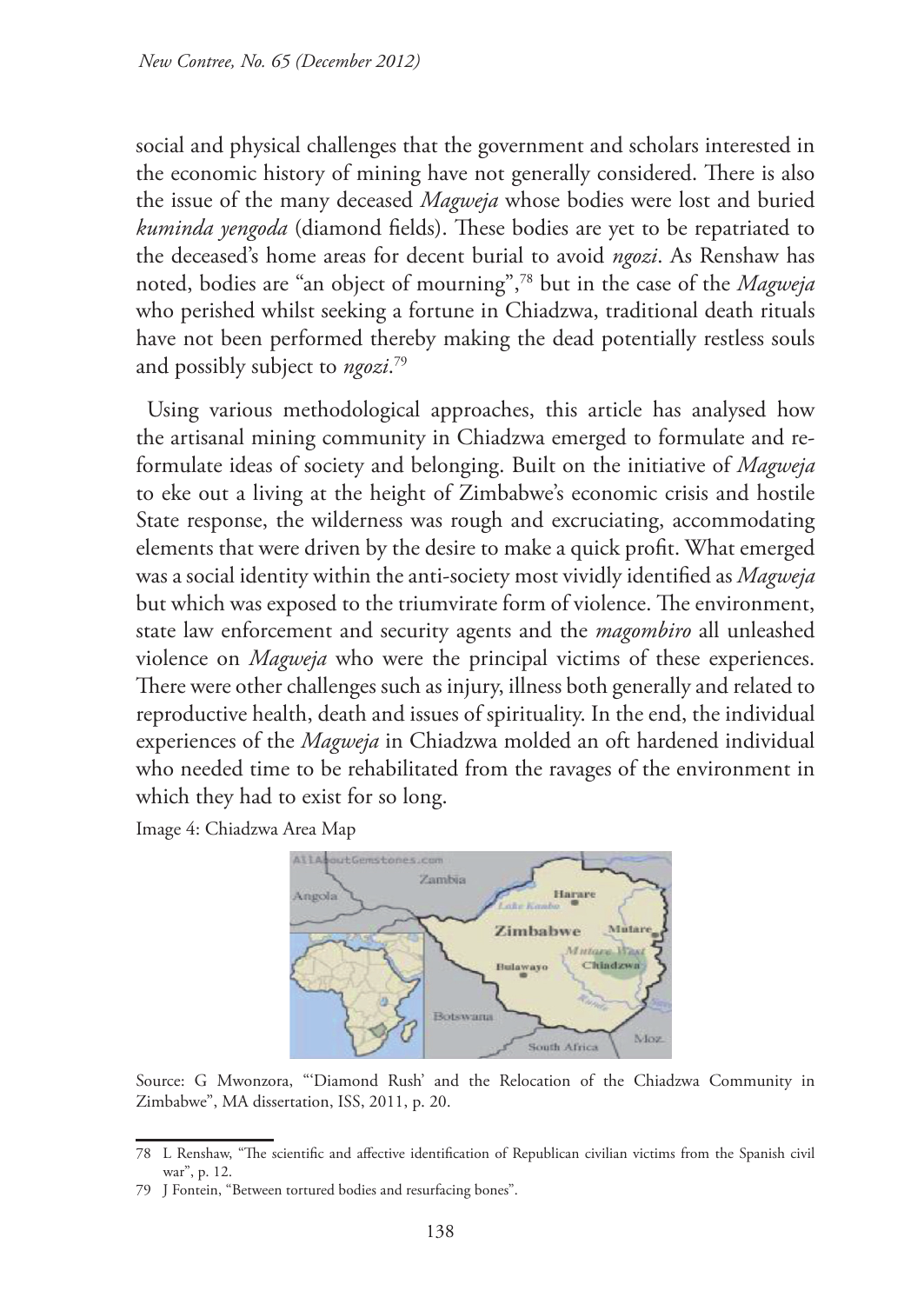social and physical challenges that the government and scholars interested in the economic history of mining have not generally considered. There is also the issue of the many deceased *Magweja* whose bodies were lost and buried *kuminda yengoda* (diamond fields). These bodies are yet to be repatriated to the deceased's home areas for decent burial to avoid *ngozi*. As Renshaw has noted, bodies are "an object of mourning",[78] but in the case of the *Magweja* who perished whilst seeking a fortune in Chiadzwa, traditional death rituals have not been performed thereby making the dead potentially restless souls and possibly subject to *ngozi*.[79]

Using various methodological approaches, this article has analysed how the artisanal mining community in Chiadzwa emerged to formulate and re-formulate ideas of society and belonging. Built on the initiative of *Magweja* to eke out a living at the height of Zimbabwe's economic crisis and hostile State response, the wilderness was rough and excruciating, accommodating elements that were driven by the desire to make a quick profit. What emerged was a social identity within the anti-society most vividly identified as *Magweja* but which was exposed to the triumvirate form of violence. The environment, state law enforcement and security agents and the *magombiro* all unleashed violence on *Magweja* who were the principal victims of these experiences. There were other challenges such as injury, illness both generally and related to reproductive health, death and issues of spirituality. In the end, the individual experiences of the *Magweja* in Chiadzwa molded an oft hardened individual who needed time to be rehabilitated from the ravages of the environment in which they had to exist for so long.

Image 4: Chiadzwa Area Map

AllAboutGemstones.com
Zambia
Angola
Harare
Lake Kariba
Zimbabwe
Mutare
Mutare West
Bulawayo
Chiadzwa
Botswana
South Africa
Moz.

Source: G Mwonzora, "'Diamond Rush' and the Relocation of the Chiadzwa Community in Zimbabwe", MA dissertation, ISS, 2011, p. 20.

78 L Renshaw, "The scientific and affective identification of Republican civilian victims from the Spanish civil war", p. 12.

79 J Fontein, "Between tortured bodies and resurfacing bones".